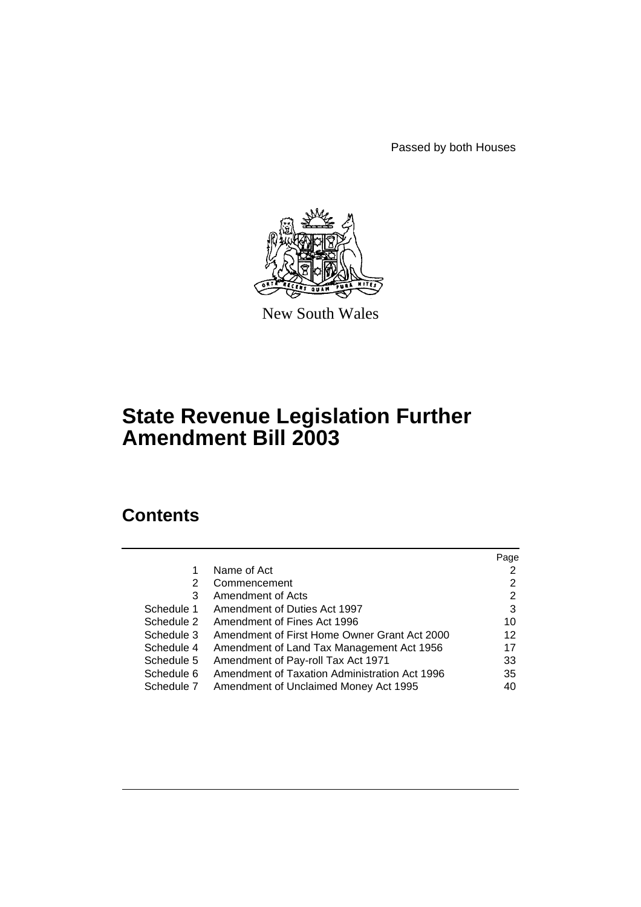Passed by both Houses

New South Wales

# State Revenue Legislation Further Amendment Bill 2003

## Contents

| | | Page |
|---|---|---|
| 1 | Name of Act | 2 |
| 2 | Commencement | 2 |
| 3 | Amendment of Acts | 2 |
| Schedule 1 | Amendment of Duties Act 1997 | 3 |
| Schedule 2 | Amendment of Fines Act 1996 | 10 |
| Schedule 3 | Amendment of First Home Owner Grant Act 2000 | 12 |
| Schedule 4 | Amendment of Land Tax Management Act 1956 | 17 |
| Schedule 5 | Amendment of Pay-roll Tax Act 1971 | 33 |
| Schedule 6 | Amendment of Taxation Administration Act 1996 | 35 |
| Schedule 7 | Amendment of Unclaimed Money Act 1995 | 40 |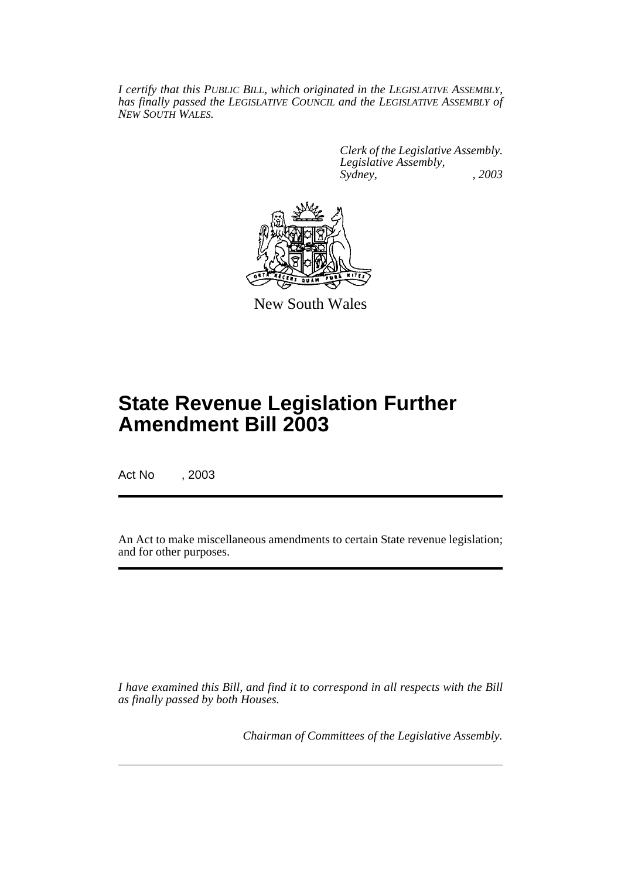*I certify that this PUBLIC BILL, which originated in the LEGISLATIVE ASSEMBLY, has finally passed the LEGISLATIVE COUNCIL and the LEGISLATIVE ASSEMBLY of NEW SOUTH WALES.*

*Clerk of the Legislative Assembly.*
*Legislative Assembly,*
*Sydney, , 2003*

New South Wales

# State Revenue Legislation Further Amendment Bill 2003

Act No , 2003

An Act to make miscellaneous amendments to certain State revenue legislation; and for other purposes.

*I have examined this Bill, and find it to correspond in all respects with the Bill as finally passed by both Houses.*

*Chairman of Committees of the Legislative Assembly.*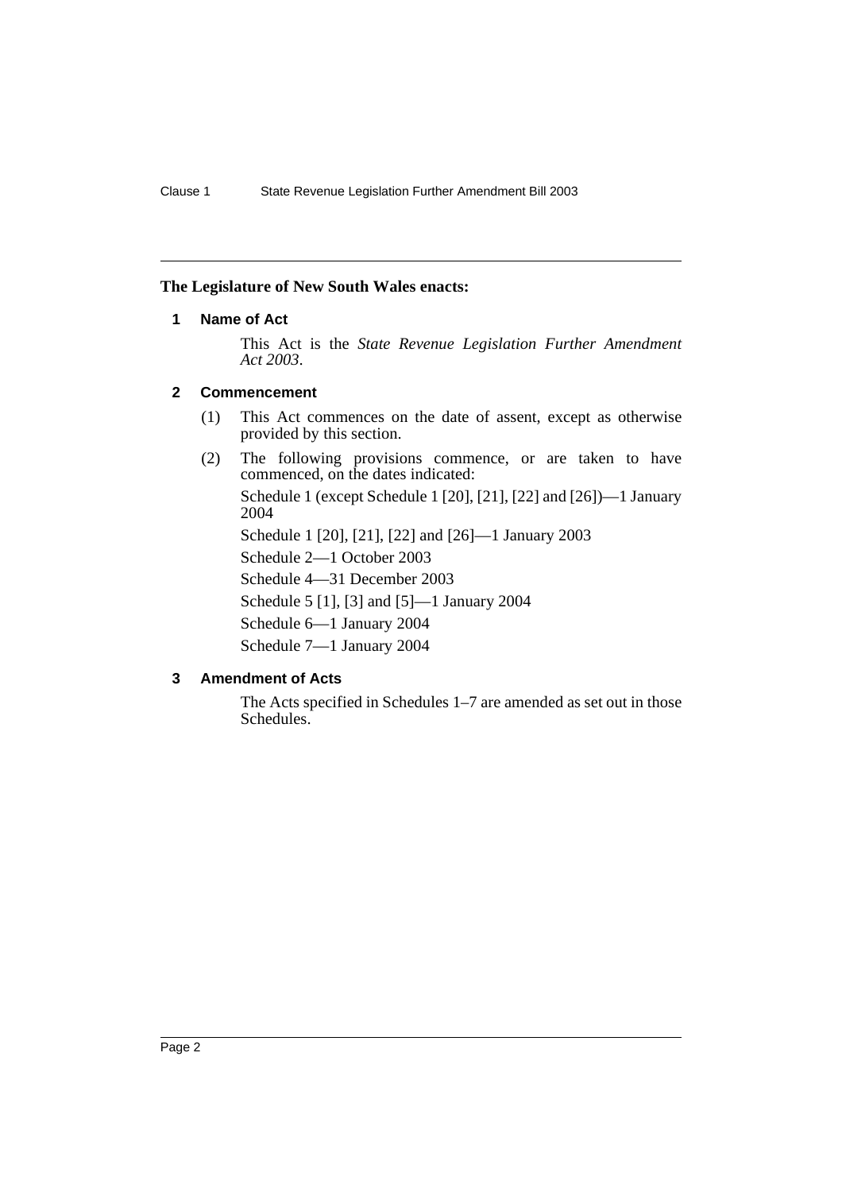**The Legislature of New South Wales enacts:**

## 1 Name of Act

This Act is the *State Revenue Legislation Further Amendment Act 2003*.

## 2 Commencement

(1) This Act commences on the date of assent, except as otherwise provided by this section.

(2) The following provisions commence, or are taken to have commenced, on the dates indicated:

Schedule 1 (except Schedule 1 [20], [21], [22] and [26])—1 January 2004

Schedule 1 [20], [21], [22] and [26]—1 January 2003

Schedule 2—1 October 2003

Schedule 4—31 December 2003

Schedule 5 [1], [3] and [5]—1 January 2004

Schedule 6—1 January 2004

Schedule 7—1 January 2004

## 3 Amendment of Acts

The Acts specified in Schedules 1–7 are amended as set out in those Schedules.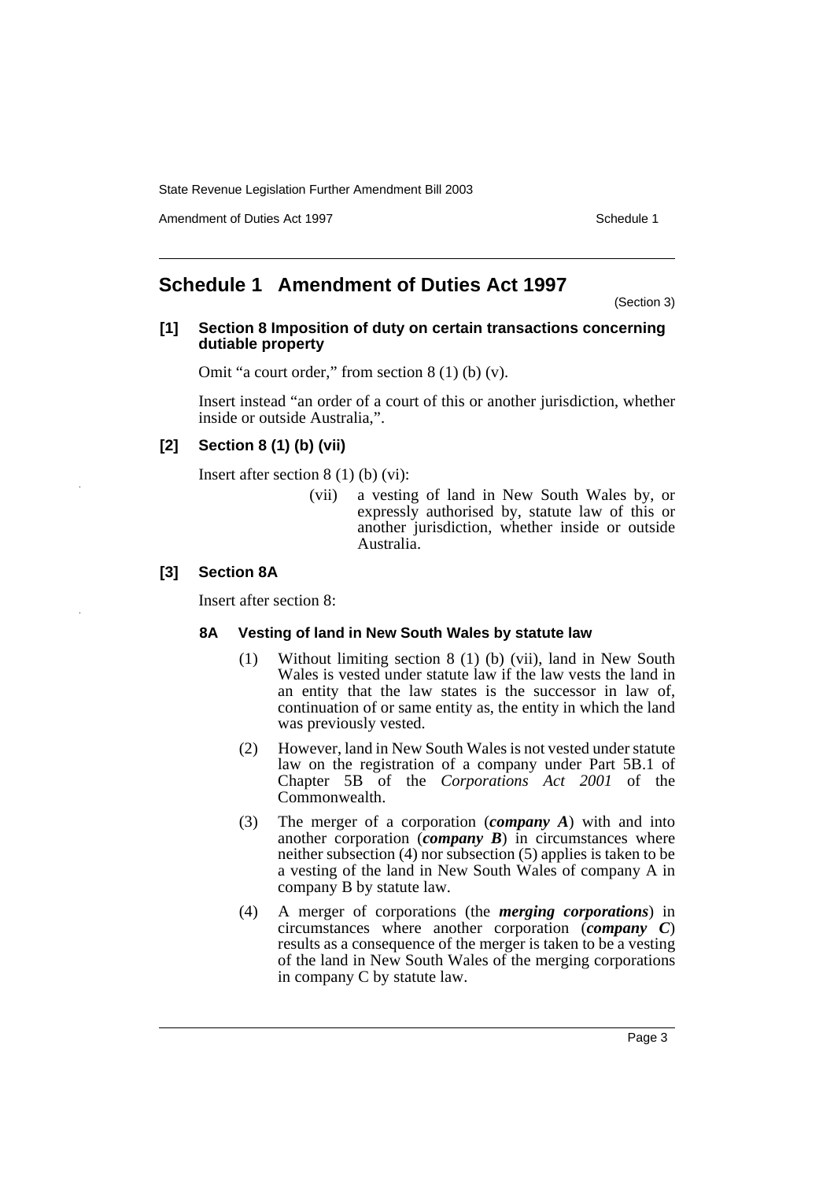## Schedule 1 Amendment of Duties Act 1997

(Section 3)

**[1] Section 8 Imposition of duty on certain transactions concerning dutiable property**

Omit "a court order," from section 8 (1) (b) (v).

Insert instead "an order of a court of this or another jurisdiction, whether inside or outside Australia,".

**[2] Section 8 (1) (b) (vii)**

Insert after section 8 (1) (b) (vi):

(vii) a vesting of land in New South Wales by, or expressly authorised by, statute law of this or another jurisdiction, whether inside or outside Australia.

**[3] Section 8A**

Insert after section 8:

**8A Vesting of land in New South Wales by statute law**

(1) Without limiting section 8 (1) (b) (vii), land in New South Wales is vested under statute law if the law vests the land in an entity that the law states is the successor in law of, continuation of or same entity as, the entity in which the land was previously vested.

(2) However, land in New South Wales is not vested under statute law on the registration of a company under Part 5B.1 of Chapter 5B of the *Corporations Act 2001* of the Commonwealth.

(3) The merger of a corporation (***company A***) with and into another corporation (***company B***) in circumstances where neither subsection (4) nor subsection (5) applies is taken to be a vesting of the land in New South Wales of company A in company B by statute law.

(4) A merger of corporations (the ***merging corporations***) in circumstances where another corporation (***company C***) results as a consequence of the merger is taken to be a vesting of the land in New South Wales of the merging corporations in company C by statute law.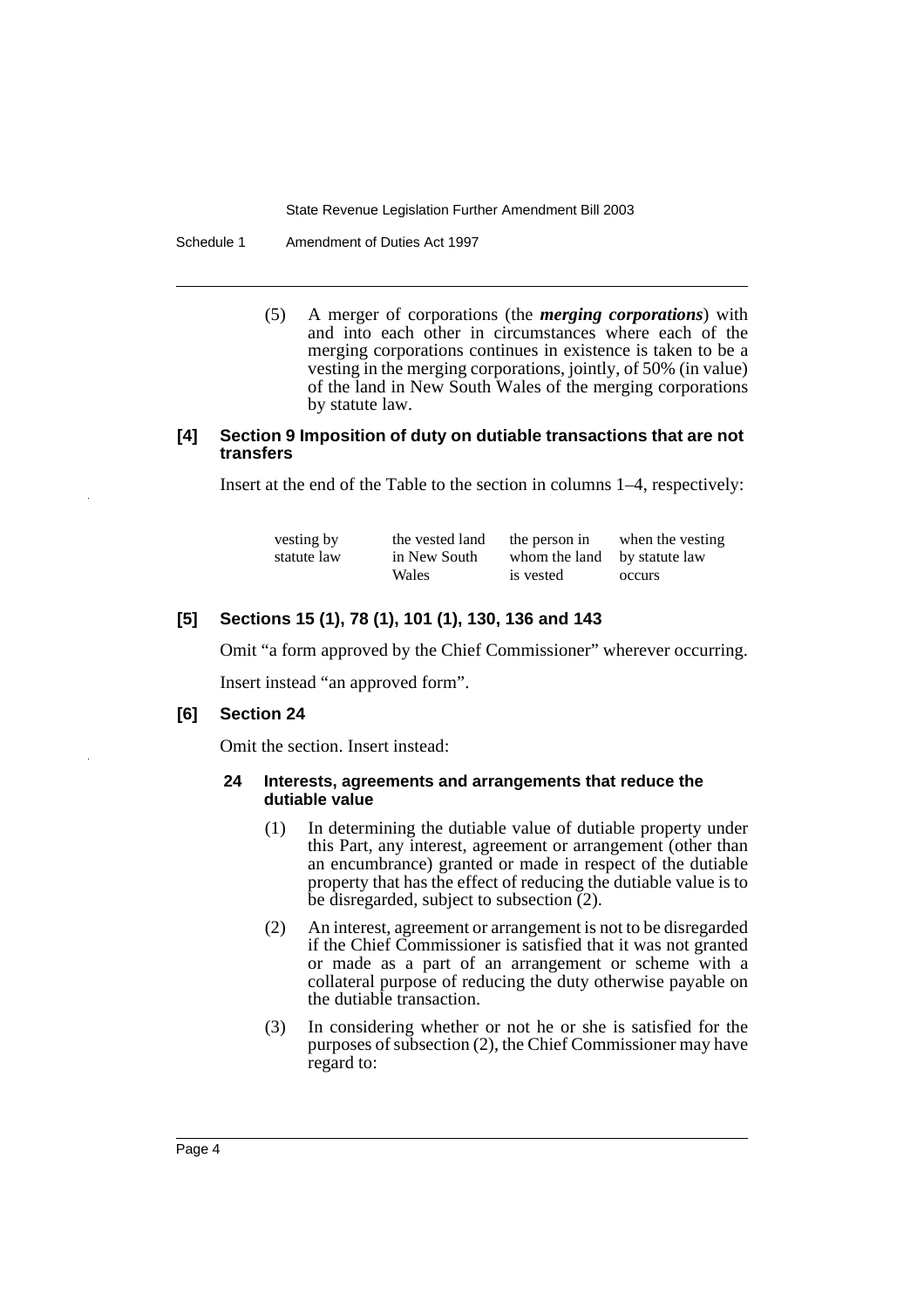(5) A merger of corporations (the ***merging corporations***) with and into each other in circumstances where each of the merging corporations continues in existence is taken to be a vesting in the merging corporations, jointly, of 50% (in value) of the land in New South Wales of the merging corporations by statute law.

#### [4] Section 9 Imposition of duty on dutiable transactions that are not transfers

Insert at the end of the Table to the section in columns 1–4, respectively:

| | | | |
|---|---|---|---|
| vesting by statute law | the vested land in New South Wales | the person in whom the land is vested | when the vesting by statute law occurs |

#### [5] Sections 15 (1), 78 (1), 101 (1), 130, 136 and 143

Omit "a form approved by the Chief Commissioner" wherever occurring.

Insert instead "an approved form".

#### [6] Section 24

Omit the section. Insert instead:

**24 Interests, agreements and arrangements that reduce the dutiable value**

(1) In determining the dutiable value of dutiable property under this Part, any interest, agreement or arrangement (other than an encumbrance) granted or made in respect of the dutiable property that has the effect of reducing the dutiable value is to be disregarded, subject to subsection (2).

(2) An interest, agreement or arrangement is not to be disregarded if the Chief Commissioner is satisfied that it was not granted or made as a part of an arrangement or scheme with a collateral purpose of reducing the duty otherwise payable on the dutiable transaction.

(3) In considering whether or not he or she is satisfied for the purposes of subsection (2), the Chief Commissioner may have regard to: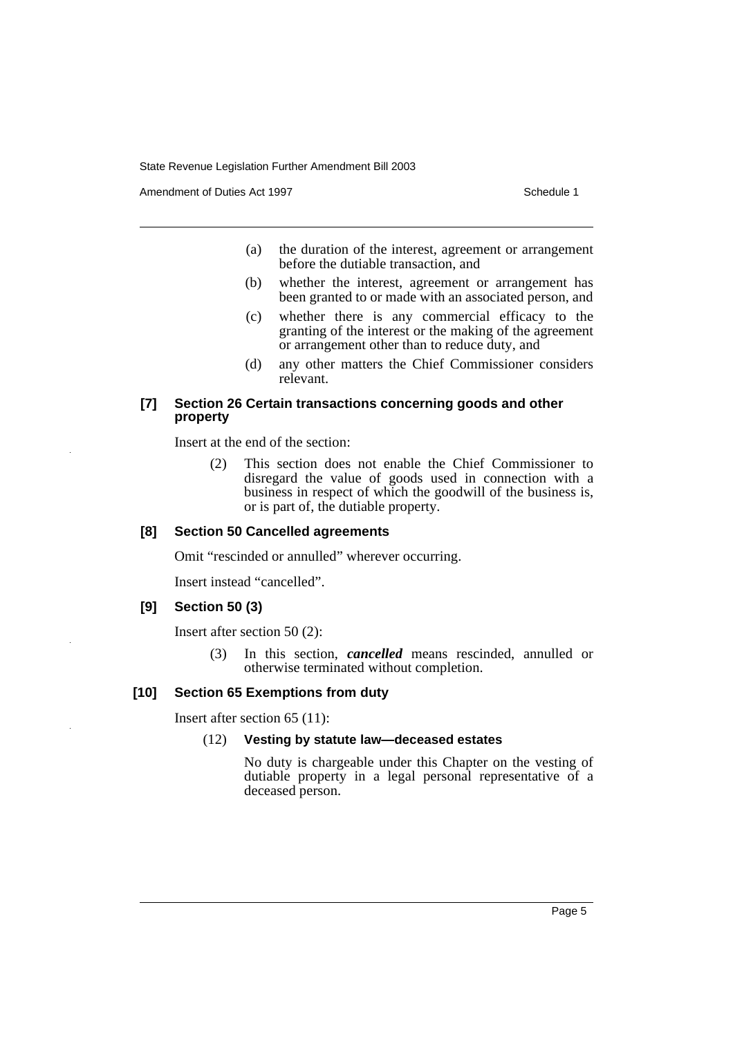(a) the duration of the interest, agreement or arrangement before the dutiable transaction, and

(b) whether the interest, agreement or arrangement has been granted to or made with an associated person, and

(c) whether there is any commercial efficacy to the granting of the interest or the making of the agreement or arrangement other than to reduce duty, and

(d) any other matters the Chief Commissioner considers relevant.

### [7] Section 26 Certain transactions concerning goods and other property

Insert at the end of the section:

(2) This section does not enable the Chief Commissioner to disregard the value of goods used in connection with a business in respect of which the goodwill of the business is, or is part of, the dutiable property.

### [8] Section 50 Cancelled agreements

Omit "rescinded or annulled" wherever occurring.

Insert instead "cancelled".

### [9] Section 50 (3)

Insert after section 50 (2):

(3) In this section, ***cancelled*** means rescinded, annulled or otherwise terminated without completion.

### [10] Section 65 Exemptions from duty

Insert after section 65 (11):

(12) **Vesting by statute law—deceased estates**

No duty is chargeable under this Chapter on the vesting of dutiable property in a legal personal representative of a deceased person.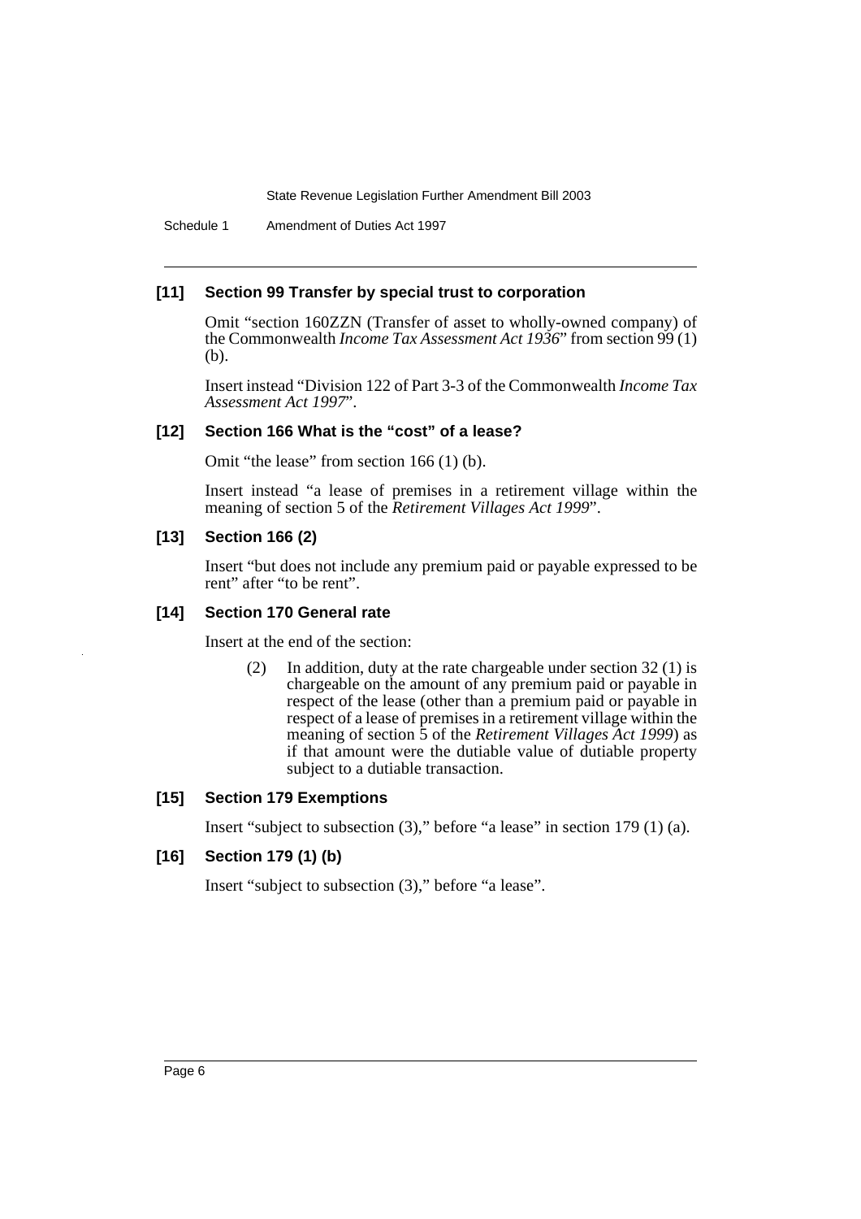### [11] Section 99 Transfer by special trust to corporation

Omit "section 160ZZN (Transfer of asset to wholly-owned company) of the Commonwealth *Income Tax Assessment Act 1936*" from section 99 (1) (b).

Insert instead "Division 122 of Part 3-3 of the Commonwealth *Income Tax Assessment Act 1997*".

### [12] Section 166 What is the "cost" of a lease?

Omit "the lease" from section 166 (1) (b).

Insert instead "a lease of premises in a retirement village within the meaning of section 5 of the *Retirement Villages Act 1999*".

### [13] Section 166 (2)

Insert "but does not include any premium paid or payable expressed to be rent" after "to be rent".

### [14] Section 170 General rate

Insert at the end of the section:

> (2) In addition, duty at the rate chargeable under section 32 (1) is chargeable on the amount of any premium paid or payable in respect of the lease (other than a premium paid or payable in respect of a lease of premises in a retirement village within the meaning of section 5 of the *Retirement Villages Act 1999*) as if that amount were the dutiable value of dutiable property subject to a dutiable transaction.

### [15] Section 179 Exemptions

Insert "subject to subsection (3)," before "a lease" in section 179 (1) (a).

### [16] Section 179 (1) (b)

Insert "subject to subsection (3)," before "a lease".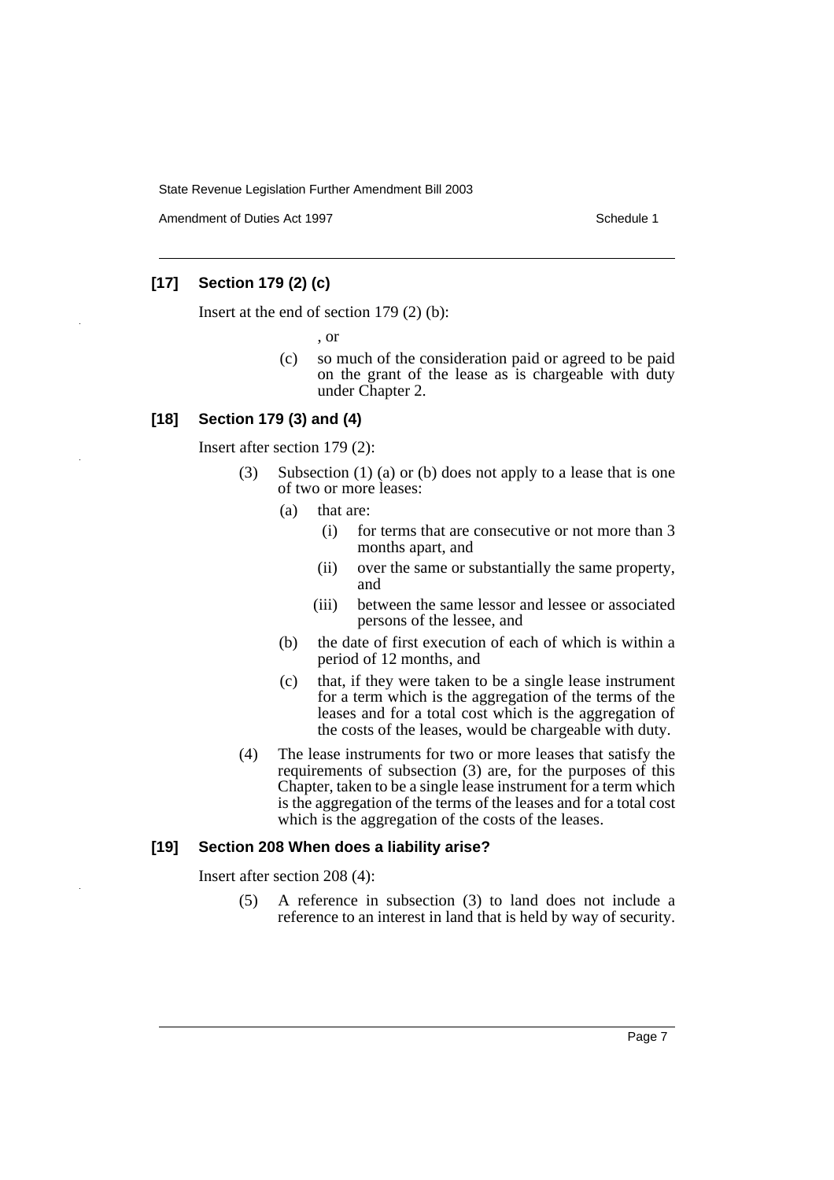### [17] Section 179 (2) (c)

Insert at the end of section 179 (2) (b):

, or

(c) so much of the consideration paid or agreed to be paid on the grant of the lease as is chargeable with duty under Chapter 2.

### [18] Section 179 (3) and (4)

Insert after section 179 (2):

(3) Subsection (1) (a) or (b) does not apply to a lease that is one of two or more leases:

(a) that are:

(i) for terms that are consecutive or not more than 3 months apart, and

(ii) over the same or substantially the same property, and

(iii) between the same lessor and lessee or associated persons of the lessee, and

(b) the date of first execution of each of which is within a period of 12 months, and

(c) that, if they were taken to be a single lease instrument for a term which is the aggregation of the terms of the leases and for a total cost which is the aggregation of the costs of the leases, would be chargeable with duty.

(4) The lease instruments for two or more leases that satisfy the requirements of subsection (3) are, for the purposes of this Chapter, taken to be a single lease instrument for a term which is the aggregation of the terms of the leases and for a total cost which is the aggregation of the costs of the leases.

### [19] Section 208 When does a liability arise?

Insert after section 208 (4):

(5) A reference in subsection (3) to land does not include a reference to an interest in land that is held by way of security.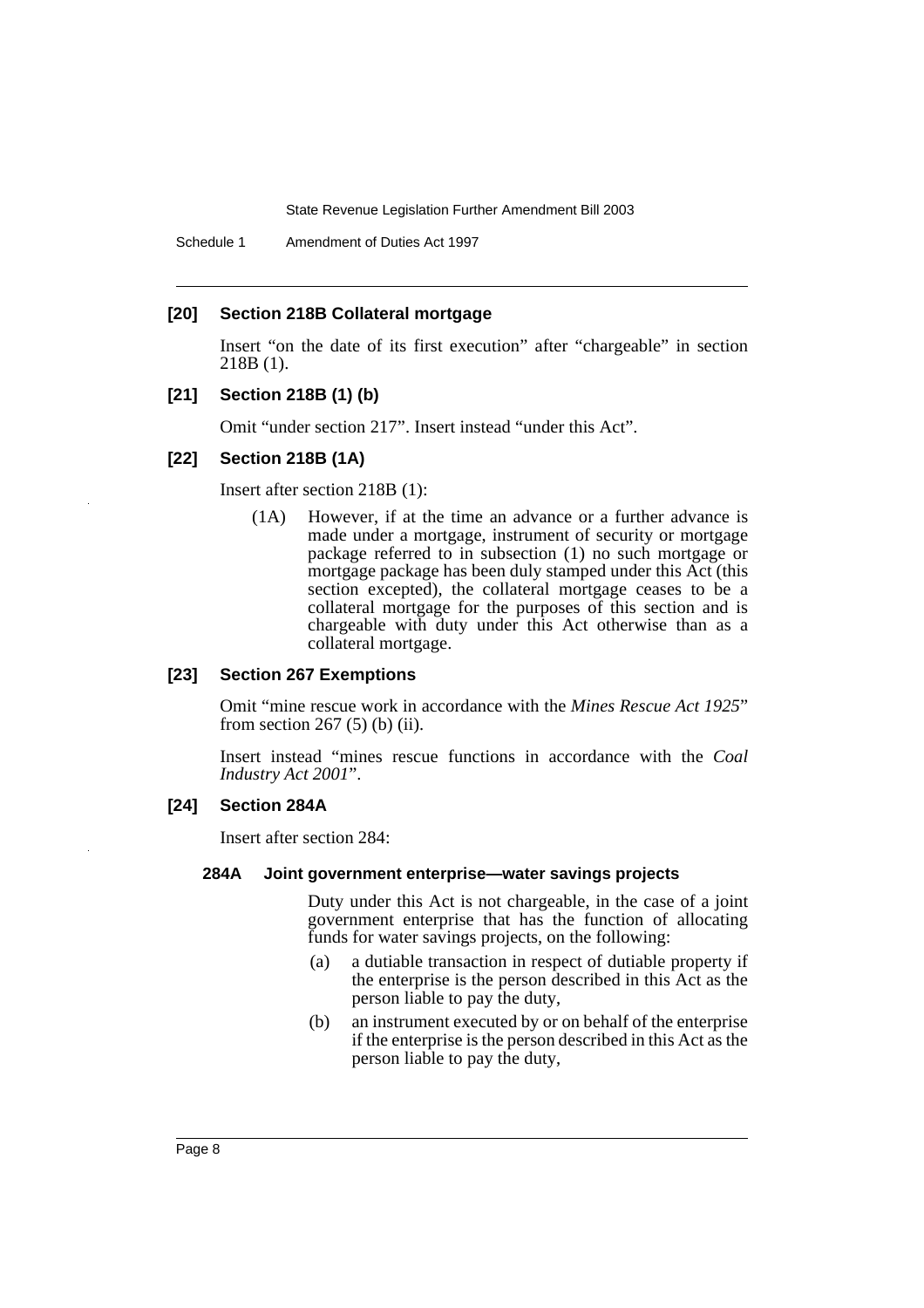### [20] Section 218B Collateral mortgage

Insert "on the date of its first execution" after "chargeable" in section 218B (1).

### [21] Section 218B (1) (b)

Omit "under section 217". Insert instead "under this Act".

### [22] Section 218B (1A)

Insert after section 218B (1):

(1A) However, if at the time an advance or a further advance is made under a mortgage, instrument of security or mortgage package referred to in subsection (1) no such mortgage or mortgage package has been duly stamped under this Act (this section excepted), the collateral mortgage ceases to be a collateral mortgage for the purposes of this section and is chargeable with duty under this Act otherwise than as a collateral mortgage.

### [23] Section 267 Exemptions

Omit "mine rescue work in accordance with the *Mines Rescue Act 1925*" from section 267 (5) (b) (ii).

Insert instead "mines rescue functions in accordance with the *Coal Industry Act 2001*".

### [24] Section 284A

Insert after section 284:

#### 284A Joint government enterprise—water savings projects

Duty under this Act is not chargeable, in the case of a joint government enterprise that has the function of allocating funds for water savings projects, on the following:

(a) a dutiable transaction in respect of dutiable property if the enterprise is the person described in this Act as the person liable to pay the duty,

(b) an instrument executed by or on behalf of the enterprise if the enterprise is the person described in this Act as the person liable to pay the duty,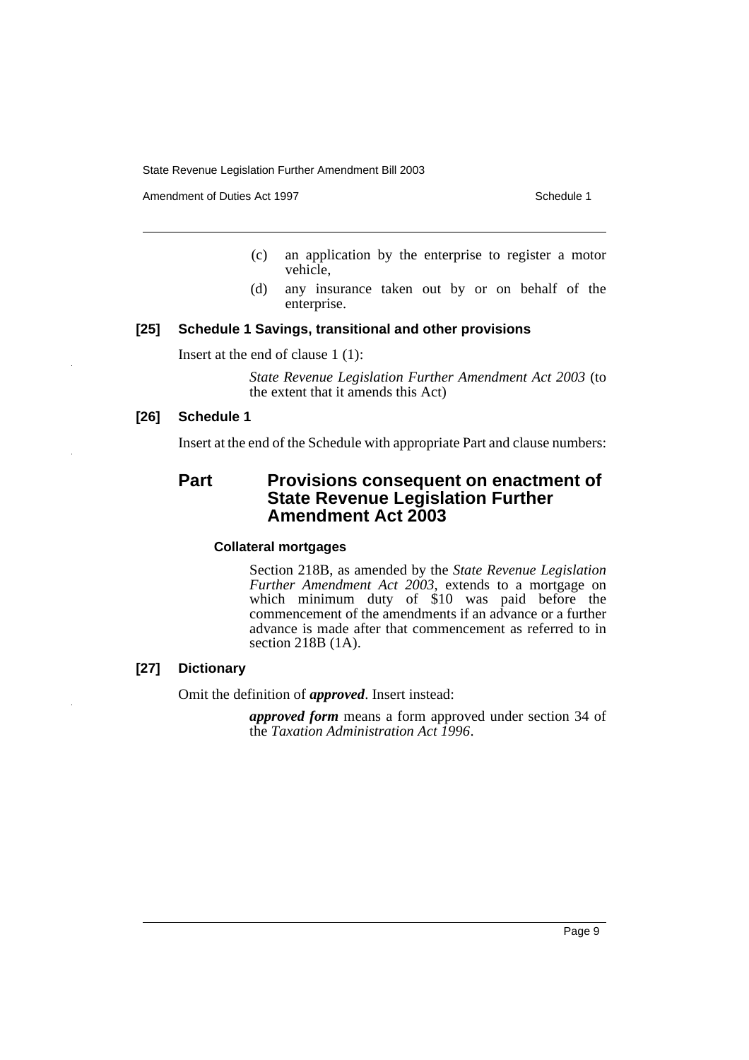(c) an application by the enterprise to register a motor vehicle,

(d) any insurance taken out by or on behalf of the enterprise.

### [25] Schedule 1 Savings, transitional and other provisions

Insert at the end of clause 1 (1):

> *State Revenue Legislation Further Amendment Act 2003* (to the extent that it amends this Act)

### [26] Schedule 1

Insert at the end of the Schedule with appropriate Part and clause numbers:

## Part Provisions consequent on enactment of State Revenue Legislation Further Amendment Act 2003

#### Collateral mortgages

Section 218B, as amended by the *State Revenue Legislation Further Amendment Act 2003*, extends to a mortgage on which minimum duty of $10 was paid before the commencement of the amendments if an advance or a further advance is made after that commencement as referred to in section 218B (1A).

### [27] Dictionary

Omit the definition of ***approved***. Insert instead:

> ***approved form*** means a form approved under section 34 of the *Taxation Administration Act 1996*.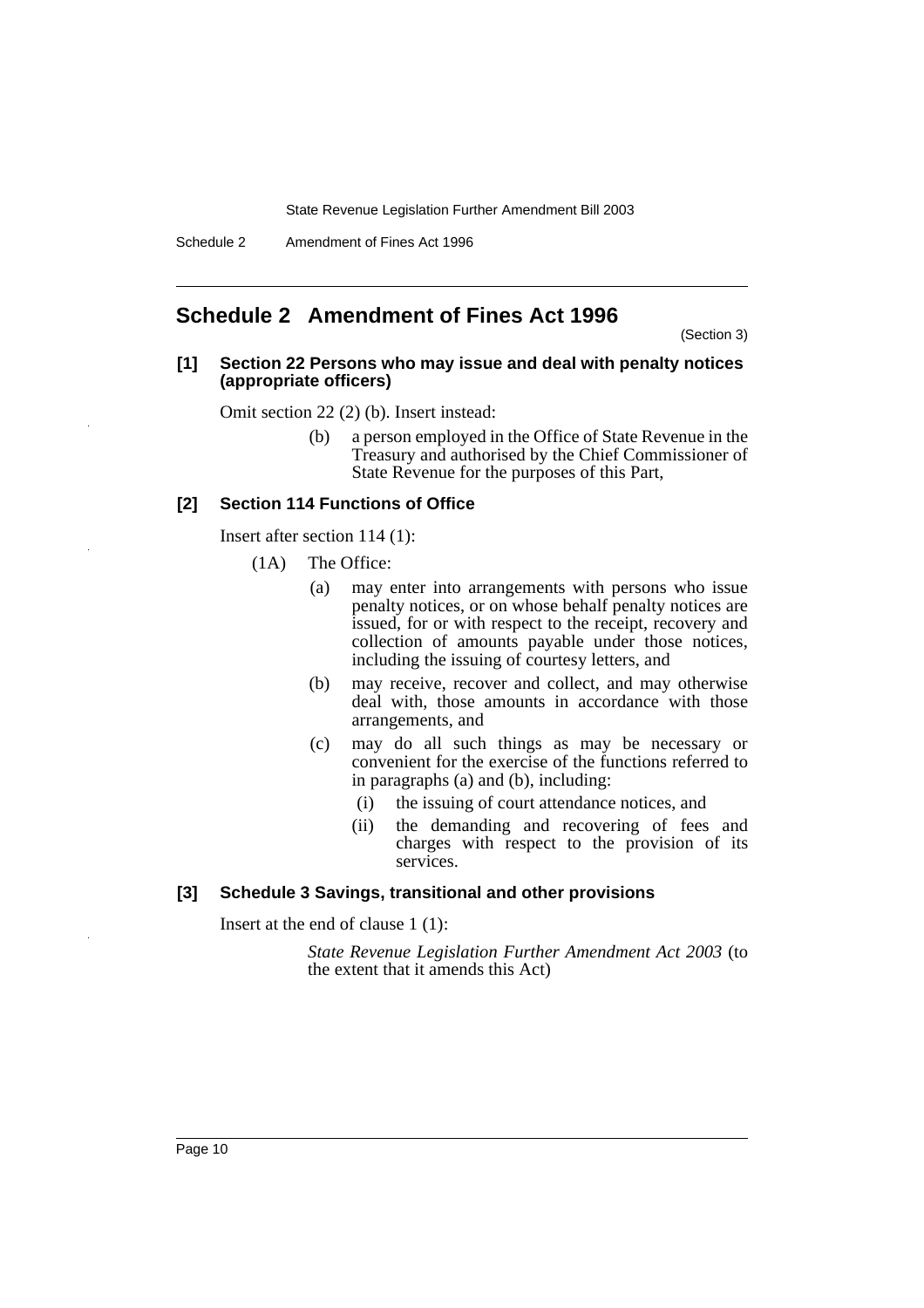## Schedule 2 Amendment of Fines Act 1996

(Section 3)

**[1] Section 22 Persons who may issue and deal with penalty notices (appropriate officers)**

Omit section 22 (2) (b). Insert instead:

(b) a person employed in the Office of State Revenue in the Treasury and authorised by the Chief Commissioner of State Revenue for the purposes of this Part,

**[2] Section 114 Functions of Office**

Insert after section 114 (1):

(1A) The Office:

(a) may enter into arrangements with persons who issue penalty notices, or on whose behalf penalty notices are issued, for or with respect to the receipt, recovery and collection of amounts payable under those notices, including the issuing of courtesy letters, and

(b) may receive, recover and collect, and may otherwise deal with, those amounts in accordance with those arrangements, and

(c) may do all such things as may be necessary or convenient for the exercise of the functions referred to in paragraphs (a) and (b), including:

(i) the issuing of court attendance notices, and

(ii) the demanding and recovering of fees and charges with respect to the provision of its services.

**[3] Schedule 3 Savings, transitional and other provisions**

Insert at the end of clause 1 (1):

*State Revenue Legislation Further Amendment Act 2003* (to the extent that it amends this Act)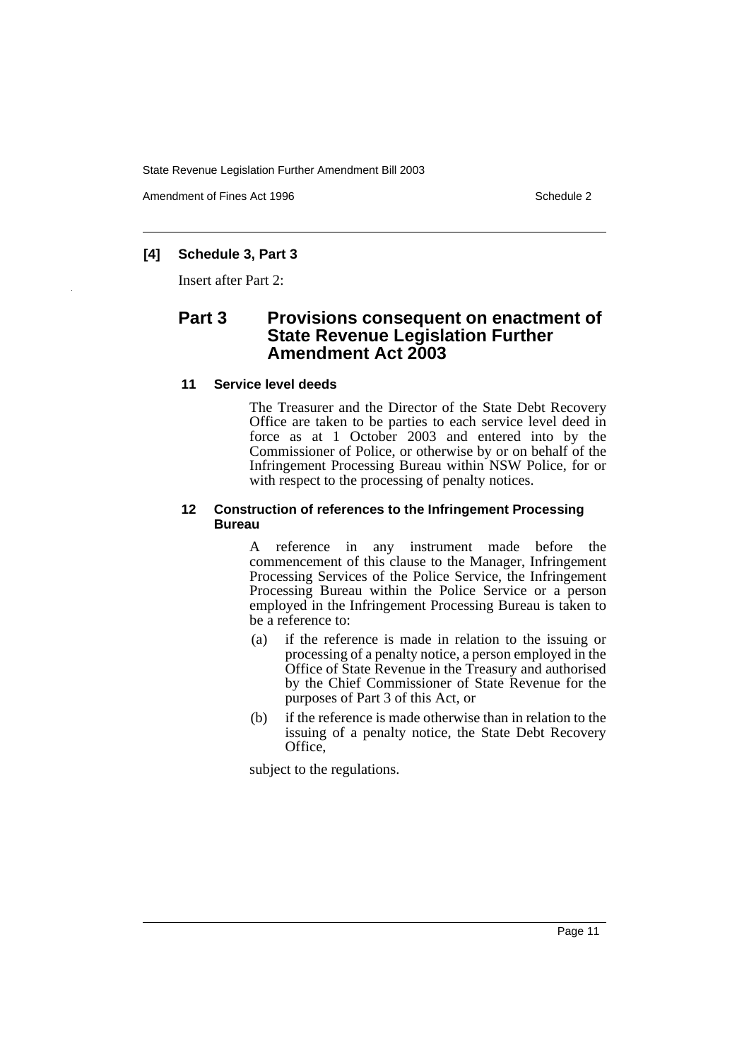### [4] Schedule 3, Part 3

Insert after Part 2:

## Part 3 Provisions consequent on enactment of State Revenue Legislation Further Amendment Act 2003

### 11 Service level deeds

The Treasurer and the Director of the State Debt Recovery Office are taken to be parties to each service level deed in force as at 1 October 2003 and entered into by the Commissioner of Police, or otherwise by or on behalf of the Infringement Processing Bureau within NSW Police, for or with respect to the processing of penalty notices.

### 12 Construction of references to the Infringement Processing Bureau

A reference in any instrument made before the commencement of this clause to the Manager, Infringement Processing Services of the Police Service, the Infringement Processing Bureau within the Police Service or a person employed in the Infringement Processing Bureau is taken to be a reference to:

(a) if the reference is made in relation to the issuing or processing of a penalty notice, a person employed in the Office of State Revenue in the Treasury and authorised by the Chief Commissioner of State Revenue for the purposes of Part 3 of this Act, or

(b) if the reference is made otherwise than in relation to the issuing of a penalty notice, the State Debt Recovery Office,

subject to the regulations.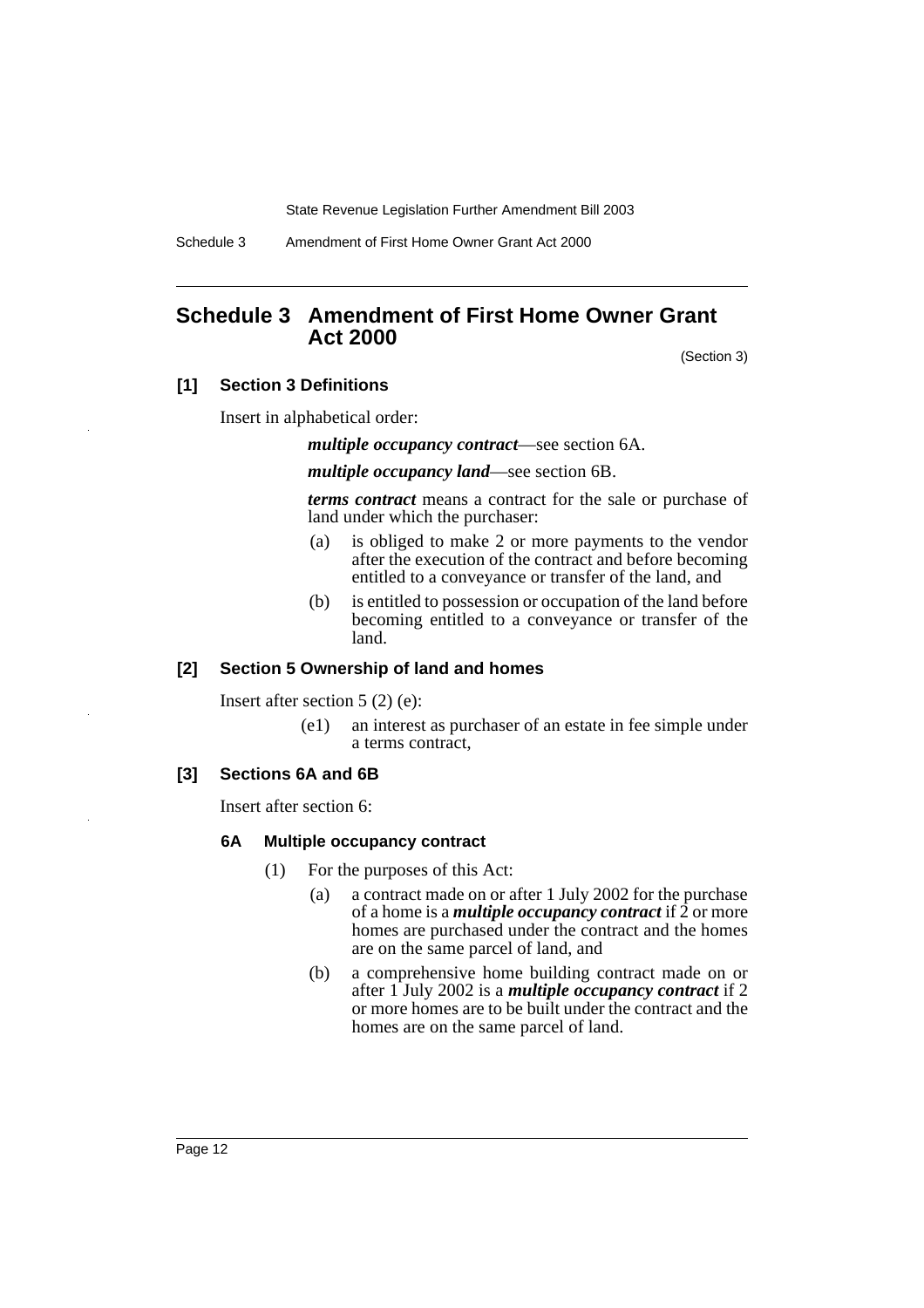## Schedule 3 Amendment of First Home Owner Grant Act 2000

(Section 3)

### [1] Section 3 Definitions

Insert in alphabetical order:

> ***multiple occupancy contract***—see section 6A.
>
> ***multiple occupancy land***—see section 6B.
>
> ***terms contract*** means a contract for the sale or purchase of land under which the purchaser:
>
> (a) is obliged to make 2 or more payments to the vendor after the execution of the contract and before becoming entitled to a conveyance or transfer of the land, and
>
> (b) is entitled to possession or occupation of the land before becoming entitled to a conveyance or transfer of the land.

### [2] Section 5 Ownership of land and homes

Insert after section 5 (2) (e):

> (e1) an interest as purchaser of an estate in fee simple under a terms contract,

### [3] Sections 6A and 6B

Insert after section 6:

#### 6A Multiple occupancy contract

(1) For the purposes of this Act:

(a) a contract made on or after 1 July 2002 for the purchase of a home is a ***multiple occupancy contract*** if 2 or more homes are purchased under the contract and the homes are on the same parcel of land, and

(b) a comprehensive home building contract made on or after 1 July 2002 is a ***multiple occupancy contract*** if 2 or more homes are to be built under the contract and the homes are on the same parcel of land.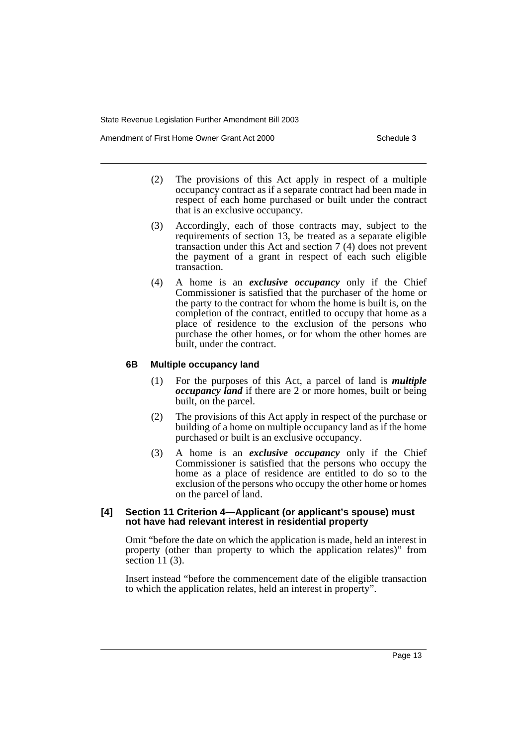(2) The provisions of this Act apply in respect of a multiple occupancy contract as if a separate contract had been made in respect of each home purchased or built under the contract that is an exclusive occupancy.

(3) Accordingly, each of those contracts may, subject to the requirements of section 13, be treated as a separate eligible transaction under this Act and section 7 (4) does not prevent the payment of a grant in respect of each such eligible transaction.

(4) A home is an ***exclusive occupancy*** only if the Chief Commissioner is satisfied that the purchaser of the home or the party to the contract for whom the home is built is, on the completion of the contract, entitled to occupy that home as a place of residence to the exclusion of the persons who purchase the other homes, or for whom the other homes are built, under the contract.

#### 6B Multiple occupancy land

(1) For the purposes of this Act, a parcel of land is ***multiple occupancy land*** if there are 2 or more homes, built or being built, on the parcel.

(2) The provisions of this Act apply in respect of the purchase or building of a home on multiple occupancy land as if the home purchased or built is an exclusive occupancy.

(3) A home is an ***exclusive occupancy*** only if the Chief Commissioner is satisfied that the persons who occupy the home as a place of residence are entitled to do so to the exclusion of the persons who occupy the other home or homes on the parcel of land.

### [4] Section 11 Criterion 4—Applicant (or applicant's spouse) must not have had relevant interest in residential property

Omit "before the date on which the application is made, held an interest in property (other than property to which the application relates)" from section 11 (3).

Insert instead "before the commencement date of the eligible transaction to which the application relates, held an interest in property".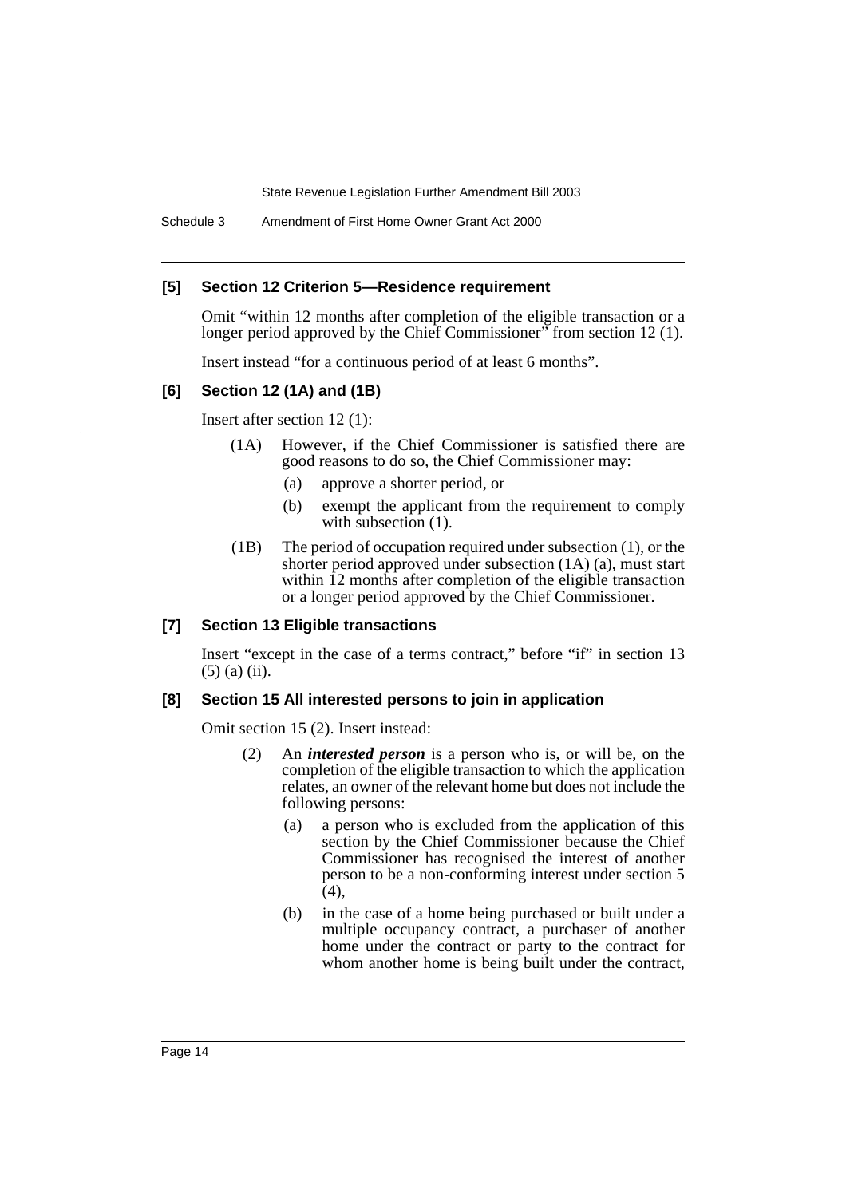#### [5] Section 12 Criterion 5—Residence requirement

Omit "within 12 months after completion of the eligible transaction or a longer period approved by the Chief Commissioner" from section 12 (1).

Insert instead "for a continuous period of at least 6 months".

#### [6] Section 12 (1A) and (1B)

Insert after section 12 (1):

(1A) However, if the Chief Commissioner is satisfied there are good reasons to do so, the Chief Commissioner may:

(a) approve a shorter period, or

(b) exempt the applicant from the requirement to comply with subsection (1).

(1B) The period of occupation required under subsection (1), or the shorter period approved under subsection (1A) (a), must start within 12 months after completion of the eligible transaction or a longer period approved by the Chief Commissioner.

#### [7] Section 13 Eligible transactions

Insert "except in the case of a terms contract," before "if" in section 13 (5) (a) (ii).

#### [8] Section 15 All interested persons to join in application

Omit section 15 (2). Insert instead:

(2) An ***interested person*** is a person who is, or will be, on the completion of the eligible transaction to which the application relates, an owner of the relevant home but does not include the following persons:

(a) a person who is excluded from the application of this section by the Chief Commissioner because the Chief Commissioner has recognised the interest of another person to be a non-conforming interest under section 5 (4),

(b) in the case of a home being purchased or built under a multiple occupancy contract, a purchaser of another home under the contract or party to the contract for whom another home is being built under the contract,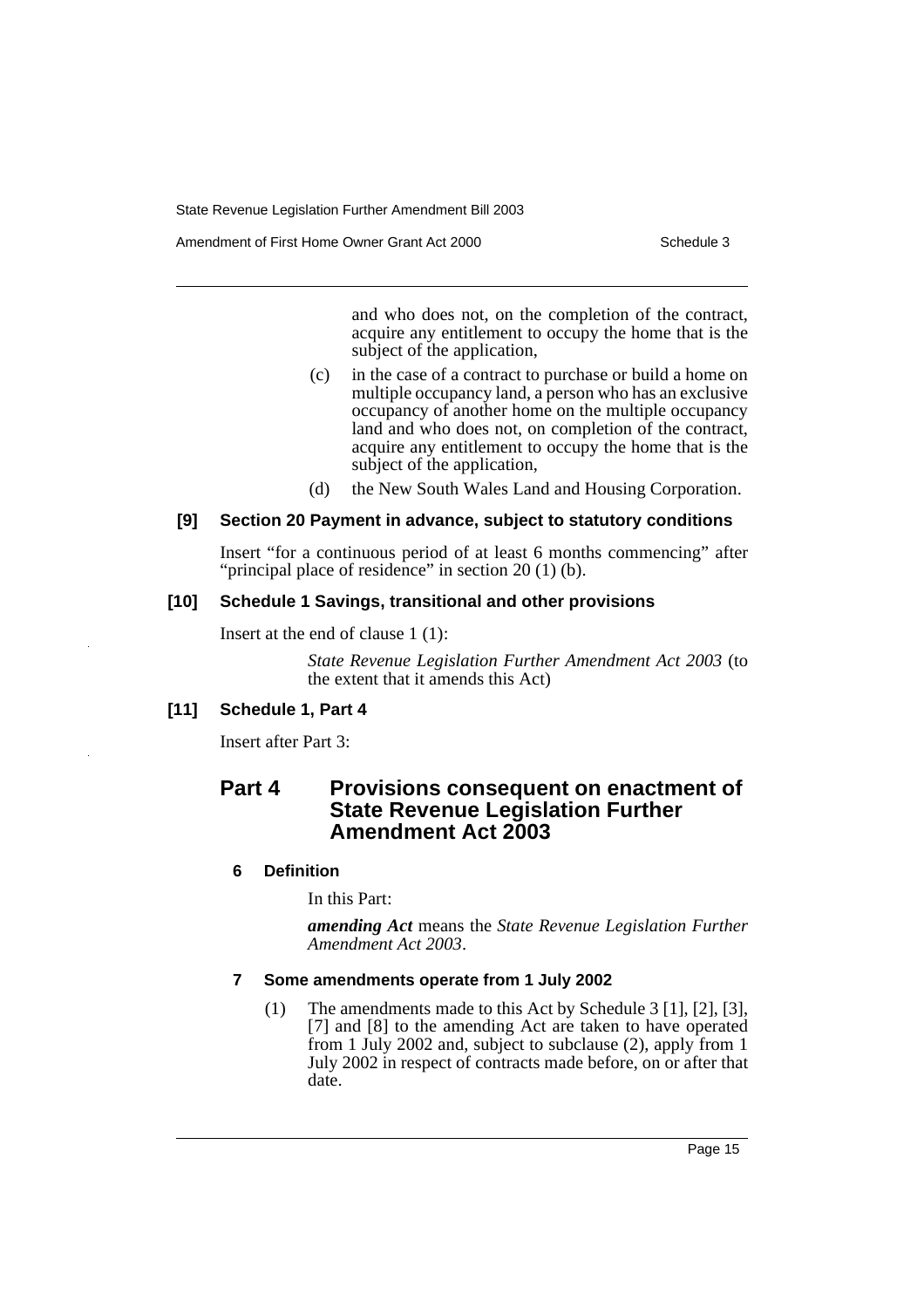and who does not, on the completion of the contract, acquire any entitlement to occupy the home that is the subject of the application,

(c) in the case of a contract to purchase or build a home on multiple occupancy land, a person who has an exclusive occupancy of another home on the multiple occupancy land and who does not, on completion of the contract, acquire any entitlement to occupy the home that is the subject of the application,

(d) the New South Wales Land and Housing Corporation.

### [9] Section 20 Payment in advance, subject to statutory conditions

Insert "for a continuous period of at least 6 months commencing" after "principal place of residence" in section 20 (1) (b).

### [10] Schedule 1 Savings, transitional and other provisions

Insert at the end of clause 1 (1):

*State Revenue Legislation Further Amendment Act 2003* (to the extent that it amends this Act)

### [11] Schedule 1, Part 4

Insert after Part 3:

## Part 4 Provisions consequent on enactment of State Revenue Legislation Further Amendment Act 2003

#### 6 Definition

In this Part:

***amending Act*** means the *State Revenue Legislation Further Amendment Act 2003*.

#### 7 Some amendments operate from 1 July 2002

(1) The amendments made to this Act by Schedule 3 [1], [2], [3], [7] and [8] to the amending Act are taken to have operated from 1 July 2002 and, subject to subclause (2), apply from 1 July 2002 in respect of contracts made before, on or after that date.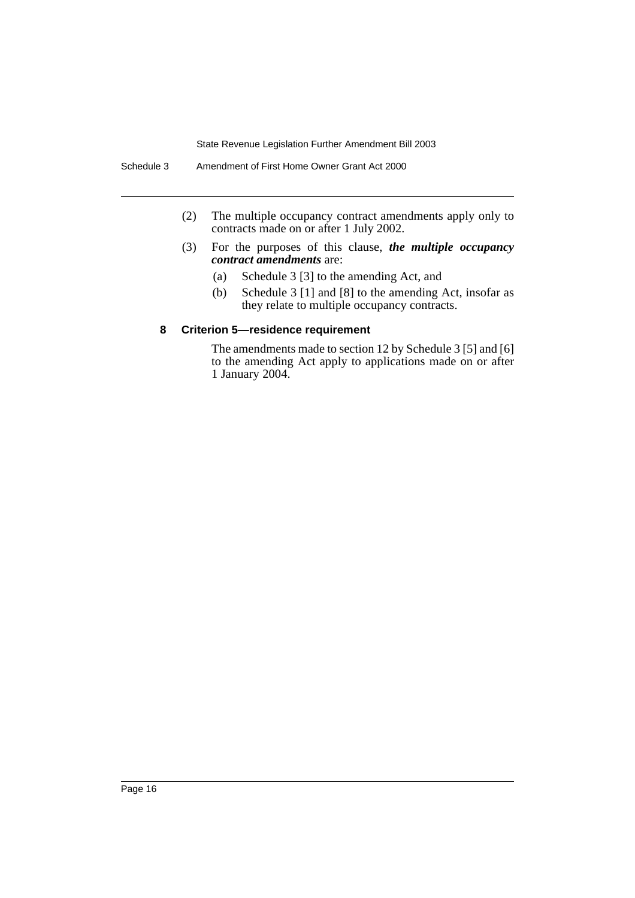(2) The multiple occupancy contract amendments apply only to contracts made on or after 1 July 2002.

(3) For the purposes of this clause, ***the multiple occupancy contract amendments*** are:

(a) Schedule 3 [3] to the amending Act, and

(b) Schedule 3 [1] and [8] to the amending Act, insofar as they relate to multiple occupancy contracts.

#### 8 Criterion 5—residence requirement

The amendments made to section 12 by Schedule 3 [5] and [6] to the amending Act apply to applications made on or after 1 January 2004.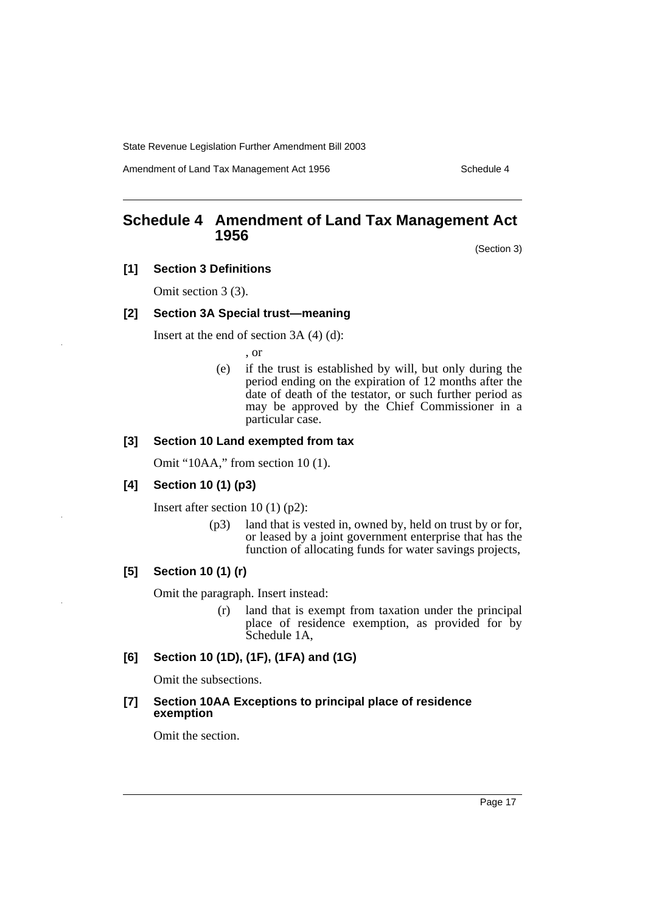## Schedule 4 Amendment of Land Tax Management Act 1956

(Section 3)

### [1] Section 3 Definitions

Omit section 3 (3).

### [2] Section 3A Special trust—meaning

Insert at the end of section 3A (4) (d):

, or

(e) if the trust is established by will, but only during the period ending on the expiration of 12 months after the date of death of the testator, or such further period as may be approved by the Chief Commissioner in a particular case.

### [3] Section 10 Land exempted from tax

Omit "10AA," from section 10 (1).

### [4] Section 10 (1) (p3)

Insert after section 10 (1) (p2):

(p3) land that is vested in, owned by, held on trust by or for, or leased by a joint government enterprise that has the function of allocating funds for water savings projects,

### [5] Section 10 (1) (r)

Omit the paragraph. Insert instead:

(r) land that is exempt from taxation under the principal place of residence exemption, as provided for by Schedule 1A,

### [6] Section 10 (1D), (1F), (1FA) and (1G)

Omit the subsections.

### [7] Section 10AA Exceptions to principal place of residence exemption

Omit the section.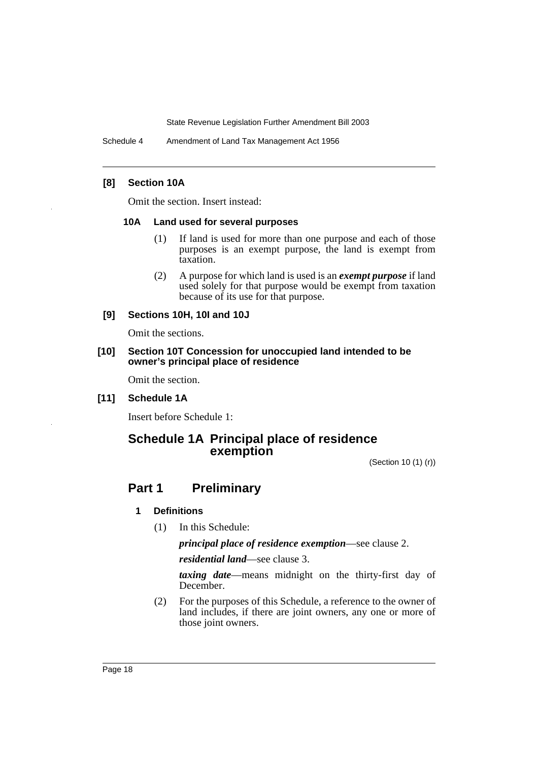### [8] Section 10A

Omit the section. Insert instead:

#### 10A Land used for several purposes

(1) If land is used for more than one purpose and each of those purposes is an exempt purpose, the land is exempt from taxation.

(2) A purpose for which land is used is an ***exempt purpose*** if land used solely for that purpose would be exempt from taxation because of its use for that purpose.

### [9] Sections 10H, 10I and 10J

Omit the sections.

### [10] Section 10T Concession for unoccupied land intended to be owner's principal place of residence

Omit the section.

### [11] Schedule 1A

Insert before Schedule 1:

## Schedule 1A Principal place of residence exemption

(Section 10 (1) (r))

## Part 1 Preliminary

#### 1 Definitions

(1) In this Schedule:

***principal place of residence exemption***—see clause 2.

***residential land***—see clause 3.

***taxing date***—means midnight on the thirty-first day of December.

(2) For the purposes of this Schedule, a reference to the owner of land includes, if there are joint owners, any one or more of those joint owners.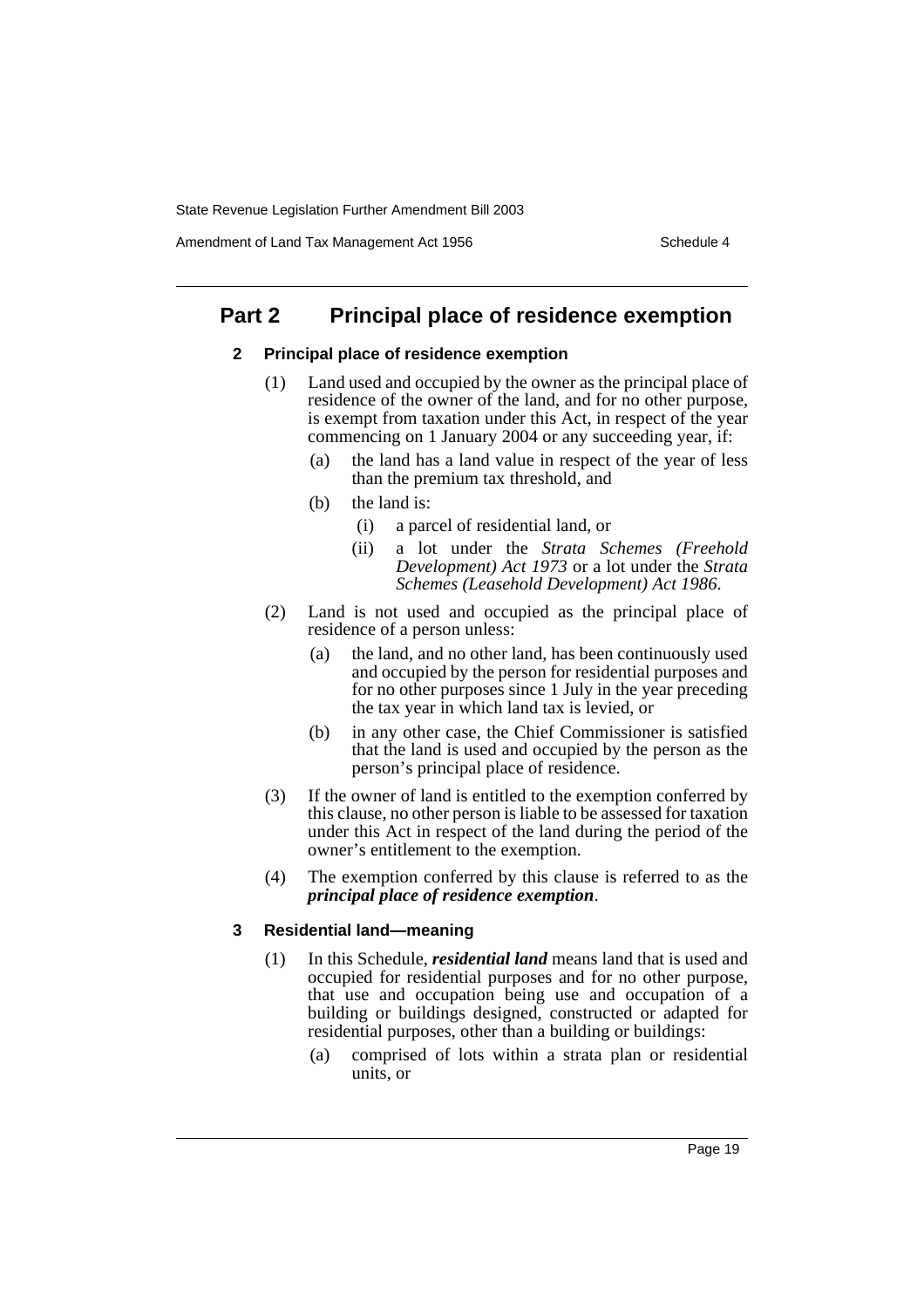## Part 2 Principal place of residence exemption

### 2 Principal place of residence exemption

(1) Land used and occupied by the owner as the principal place of residence of the owner of the land, and for no other purpose, is exempt from taxation under this Act, in respect of the year commencing on 1 January 2004 or any succeeding year, if:

- (a) the land has a land value in respect of the year of less than the premium tax threshold, and
- (b) the land is:
  - (i) a parcel of residential land, or
  - (ii) a lot under the *Strata Schemes (Freehold Development) Act 1973* or a lot under the *Strata Schemes (Leasehold Development) Act 1986*.

(2) Land is not used and occupied as the principal place of residence of a person unless:

- (a) the land, and no other land, has been continuously used and occupied by the person for residential purposes and for no other purposes since 1 July in the year preceding the tax year in which land tax is levied, or
- (b) in any other case, the Chief Commissioner is satisfied that the land is used and occupied by the person as the person's principal place of residence.

(3) If the owner of land is entitled to the exemption conferred by this clause, no other person is liable to be assessed for taxation under this Act in respect of the land during the period of the owner's entitlement to the exemption.

(4) The exemption conferred by this clause is referred to as the ***principal place of residence exemption***.

### 3 Residential land—meaning

(1) In this Schedule, ***residential land*** means land that is used and occupied for residential purposes and for no other purpose, that use and occupation being use and occupation of a building or buildings designed, constructed or adapted for residential purposes, other than a building or buildings:

- (a) comprised of lots within a strata plan or residential units, or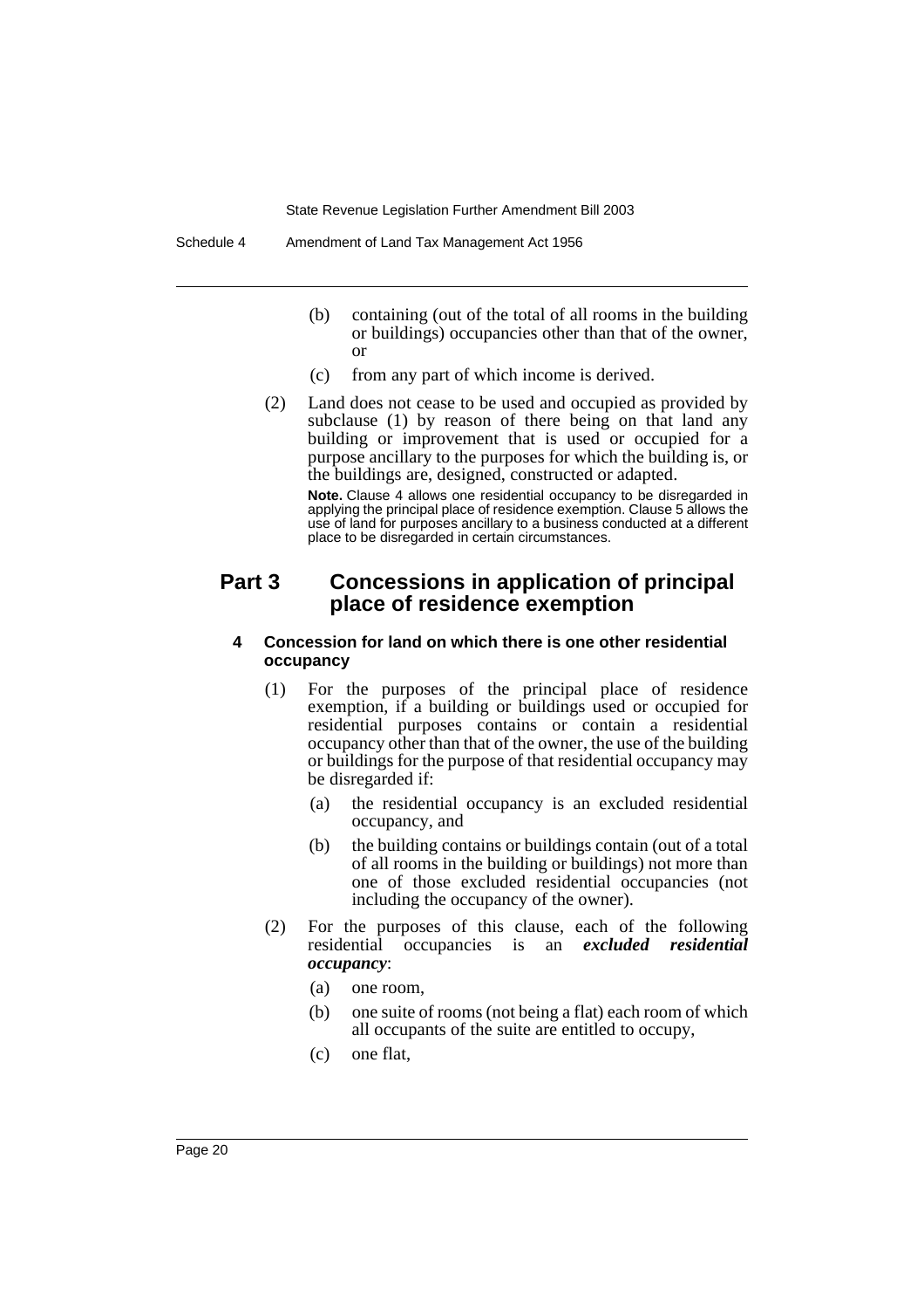(b) containing (out of the total of all rooms in the building or buildings) occupancies other than that of the owner, or

(c) from any part of which income is derived.

(2) Land does not cease to be used and occupied as provided by subclause (1) by reason of there being on that land any building or improvement that is used or occupied for a purpose ancillary to the purposes for which the building is, or the buildings are, designed, constructed or adapted.

**Note.** Clause 4 allows one residential occupancy to be disregarded in applying the principal place of residence exemption. Clause 5 allows the use of land for purposes ancillary to a business conducted at a different place to be disregarded in certain circumstances.

## Part 3 Concessions in application of principal place of residence exemption

### 4 Concession for land on which there is one other residential occupancy

(1) For the purposes of the principal place of residence exemption, if a building or buildings used or occupied for residential purposes contains or contain a residential occupancy other than that of the owner, the use of the building or buildings for the purpose of that residential occupancy may be disregarded if:

(a) the residential occupancy is an excluded residential occupancy, and

(b) the building contains or buildings contain (out of a total of all rooms in the building or buildings) not more than one of those excluded residential occupancies (not including the occupancy of the owner).

(2) For the purposes of this clause, each of the following residential occupancies is an ***excluded residential occupancy***:

(a) one room,

(b) one suite of rooms (not being a flat) each room of which all occupants of the suite are entitled to occupy,

(c) one flat,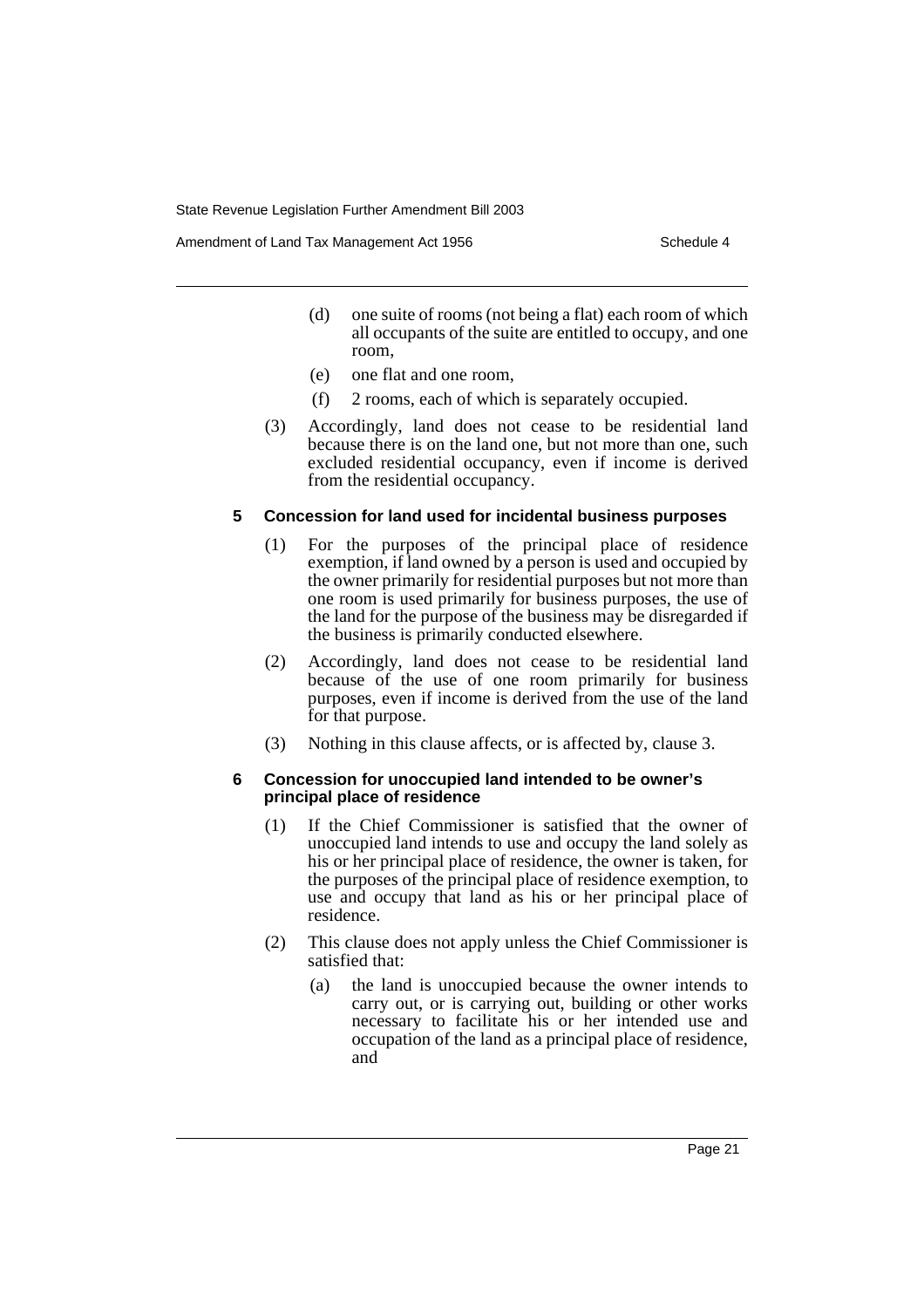(d) one suite of rooms (not being a flat) each room of which all occupants of the suite are entitled to occupy, and one room,

(e) one flat and one room,

(f) 2 rooms, each of which is separately occupied.

(3) Accordingly, land does not cease to be residential land because there is on the land one, but not more than one, such excluded residential occupancy, even if income is derived from the residential occupancy.

### 5 Concession for land used for incidental business purposes

(1) For the purposes of the principal place of residence exemption, if land owned by a person is used and occupied by the owner primarily for residential purposes but not more than one room is used primarily for business purposes, the use of the land for the purpose of the business may be disregarded if the business is primarily conducted elsewhere.

(2) Accordingly, land does not cease to be residential land because of the use of one room primarily for business purposes, even if income is derived from the use of the land for that purpose.

(3) Nothing in this clause affects, or is affected by, clause 3.

### 6 Concession for unoccupied land intended to be owner's principal place of residence

(1) If the Chief Commissioner is satisfied that the owner of unoccupied land intends to use and occupy the land solely as his or her principal place of residence, the owner is taken, for the purposes of the principal place of residence exemption, to use and occupy that land as his or her principal place of residence.

(2) This clause does not apply unless the Chief Commissioner is satisfied that:

(a) the land is unoccupied because the owner intends to carry out, or is carrying out, building or other works necessary to facilitate his or her intended use and occupation of the land as a principal place of residence, and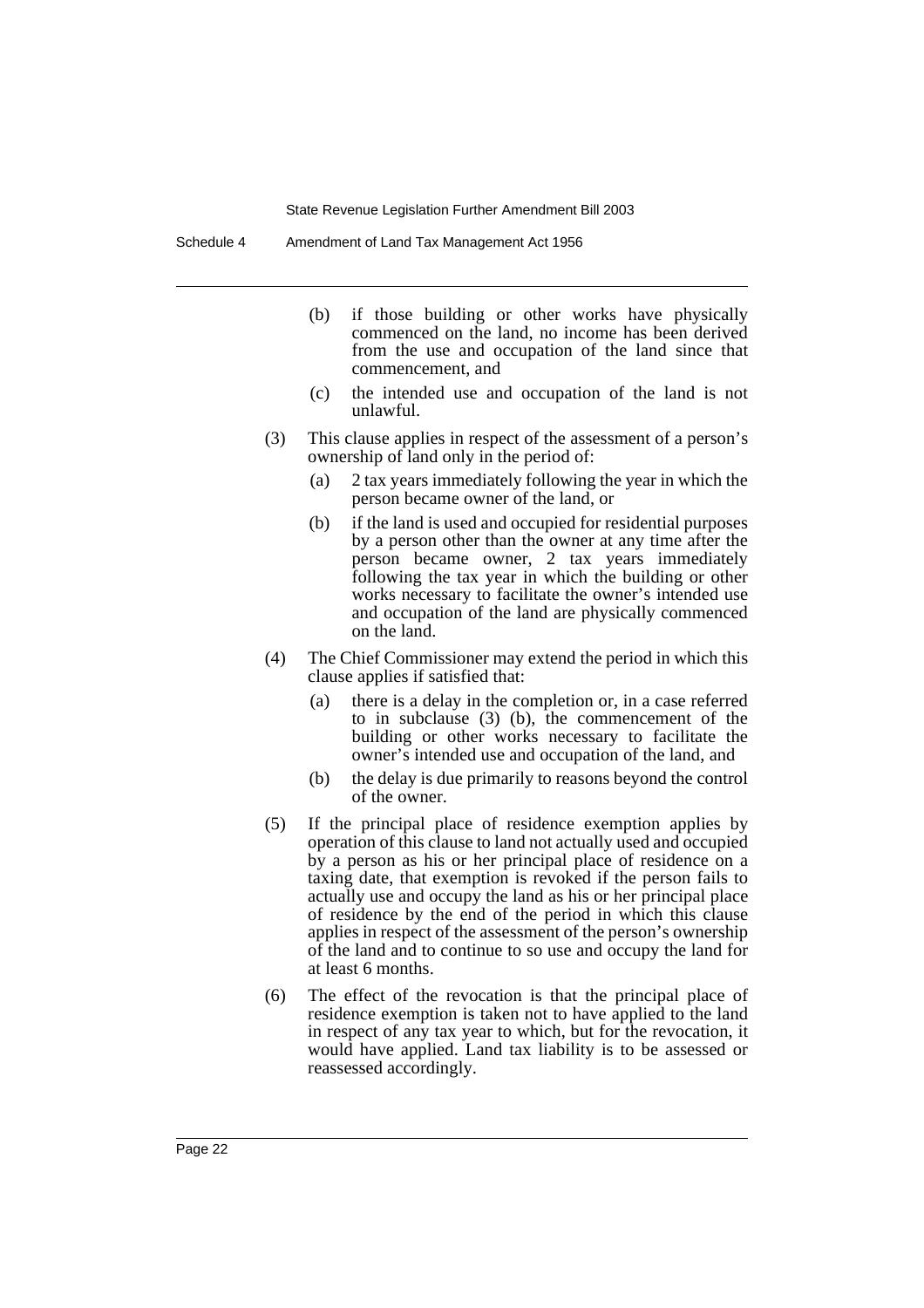(b) if those building or other works have physically commenced on the land, no income has been derived from the use and occupation of the land since that commencement, and

(c) the intended use and occupation of the land is not unlawful.

(3) This clause applies in respect of the assessment of a person's ownership of land only in the period of:

(a) 2 tax years immediately following the year in which the person became owner of the land, or

(b) if the land is used and occupied for residential purposes by a person other than the owner at any time after the person became owner, 2 tax years immediately following the tax year in which the building or other works necessary to facilitate the owner's intended use and occupation of the land are physically commenced on the land.

(4) The Chief Commissioner may extend the period in which this clause applies if satisfied that:

(a) there is a delay in the completion or, in a case referred to in subclause (3) (b), the commencement of the building or other works necessary to facilitate the owner's intended use and occupation of the land, and

(b) the delay is due primarily to reasons beyond the control of the owner.

(5) If the principal place of residence exemption applies by operation of this clause to land not actually used and occupied by a person as his or her principal place of residence on a taxing date, that exemption is revoked if the person fails to actually use and occupy the land as his or her principal place of residence by the end of the period in which this clause applies in respect of the assessment of the person's ownership of the land and to continue to so use and occupy the land for at least 6 months.

(6) The effect of the revocation is that the principal place of residence exemption is taken not to have applied to the land in respect of any tax year to which, but for the revocation, it would have applied. Land tax liability is to be assessed or reassessed accordingly.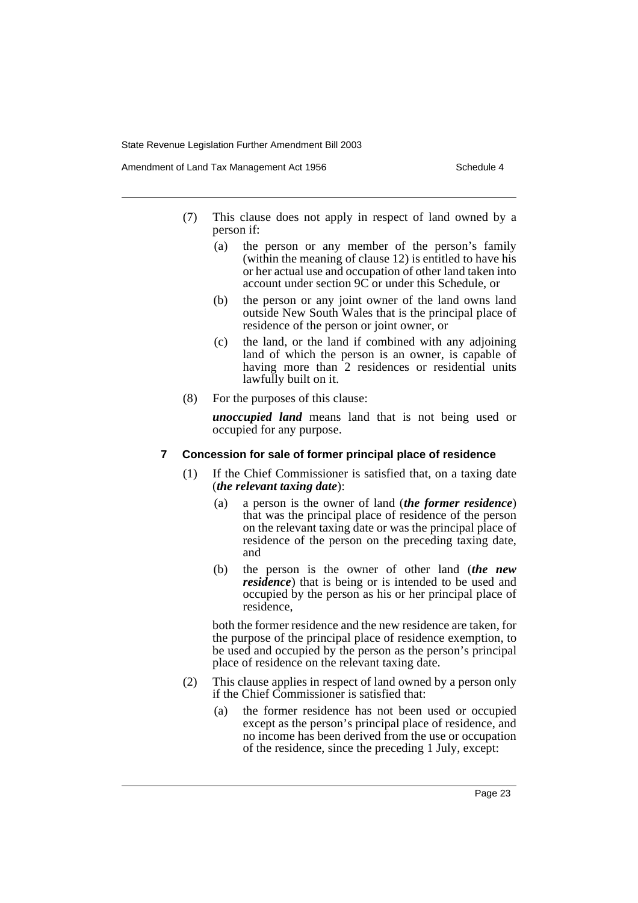(7) This clause does not apply in respect of land owned by a person if:

(a) the person or any member of the person's family (within the meaning of clause 12) is entitled to have his or her actual use and occupation of other land taken into account under section 9C or under this Schedule, or

(b) the person or any joint owner of the land owns land outside New South Wales that is the principal place of residence of the person or joint owner, or

(c) the land, or the land if combined with any adjoining land of which the person is an owner, is capable of having more than 2 residences or residential units lawfully built on it.

(8) For the purposes of this clause:

***unoccupied land*** means land that is not being used or occupied for any purpose.

### 7 Concession for sale of former principal place of residence

(1) If the Chief Commissioner is satisfied that, on a taxing date (***the relevant taxing date***):

(a) a person is the owner of land (***the former residence***) that was the principal place of residence of the person on the relevant taxing date or was the principal place of residence of the person on the preceding taxing date, and

(b) the person is the owner of other land (***the new residence***) that is being or is intended to be used and occupied by the person as his or her principal place of residence,

both the former residence and the new residence are taken, for the purpose of the principal place of residence exemption, to be used and occupied by the person as the person's principal place of residence on the relevant taxing date.

(2) This clause applies in respect of land owned by a person only if the Chief Commissioner is satisfied that:

(a) the former residence has not been used or occupied except as the person's principal place of residence, and no income has been derived from the use or occupation of the residence, since the preceding 1 July, except: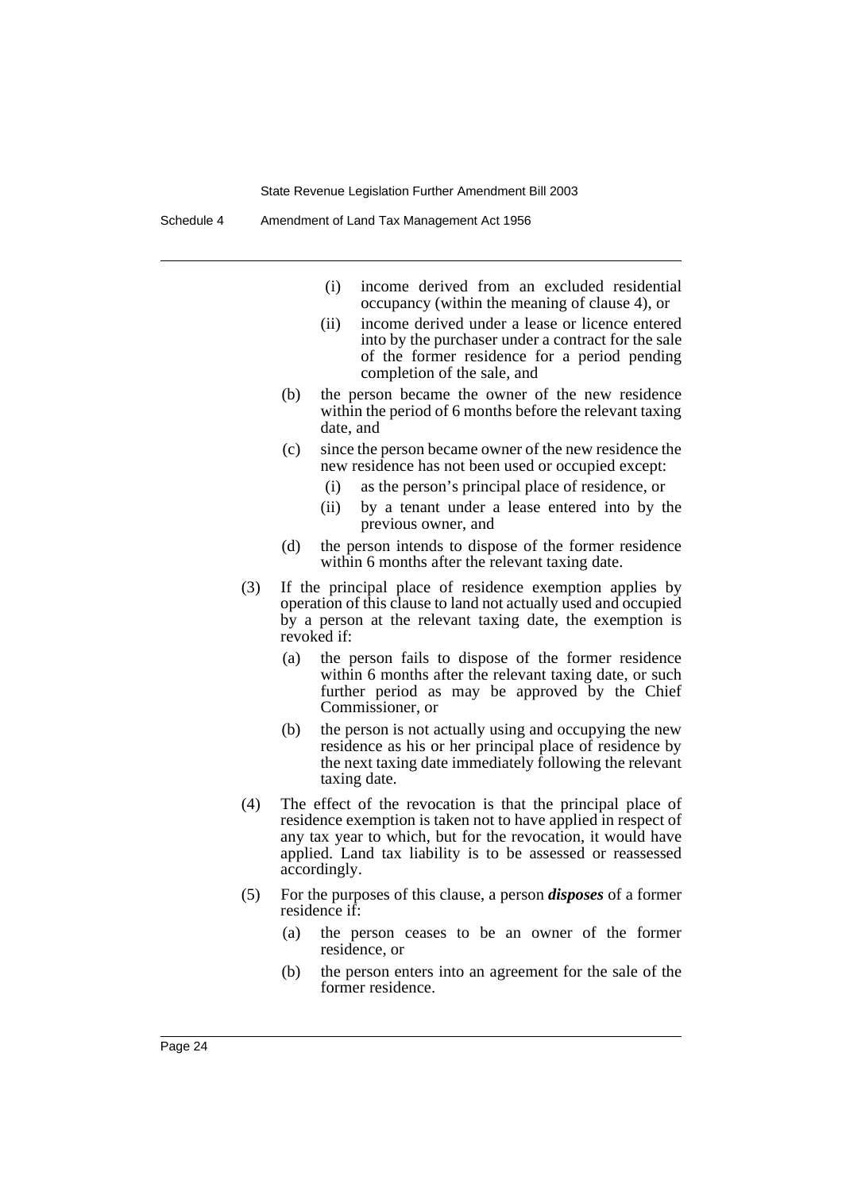(i) income derived from an excluded residential occupancy (within the meaning of clause 4), or

(ii) income derived under a lease or licence entered into by the purchaser under a contract for the sale of the former residence for a period pending completion of the sale, and

(b) the person became the owner of the new residence within the period of 6 months before the relevant taxing date, and

(c) since the person became owner of the new residence the new residence has not been used or occupied except:

(i) as the person's principal place of residence, or

(ii) by a tenant under a lease entered into by the previous owner, and

(d) the person intends to dispose of the former residence within 6 months after the relevant taxing date.

(3) If the principal place of residence exemption applies by operation of this clause to land not actually used and occupied by a person at the relevant taxing date, the exemption is revoked if:

(a) the person fails to dispose of the former residence within 6 months after the relevant taxing date, or such further period as may be approved by the Chief Commissioner, or

(b) the person is not actually using and occupying the new residence as his or her principal place of residence by the next taxing date immediately following the relevant taxing date.

(4) The effect of the revocation is that the principal place of residence exemption is taken not to have applied in respect of any tax year to which, but for the revocation, it would have applied. Land tax liability is to be assessed or reassessed accordingly.

(5) For the purposes of this clause, a person ***disposes*** of a former residence if:

(a) the person ceases to be an owner of the former residence, or

(b) the person enters into an agreement for the sale of the former residence.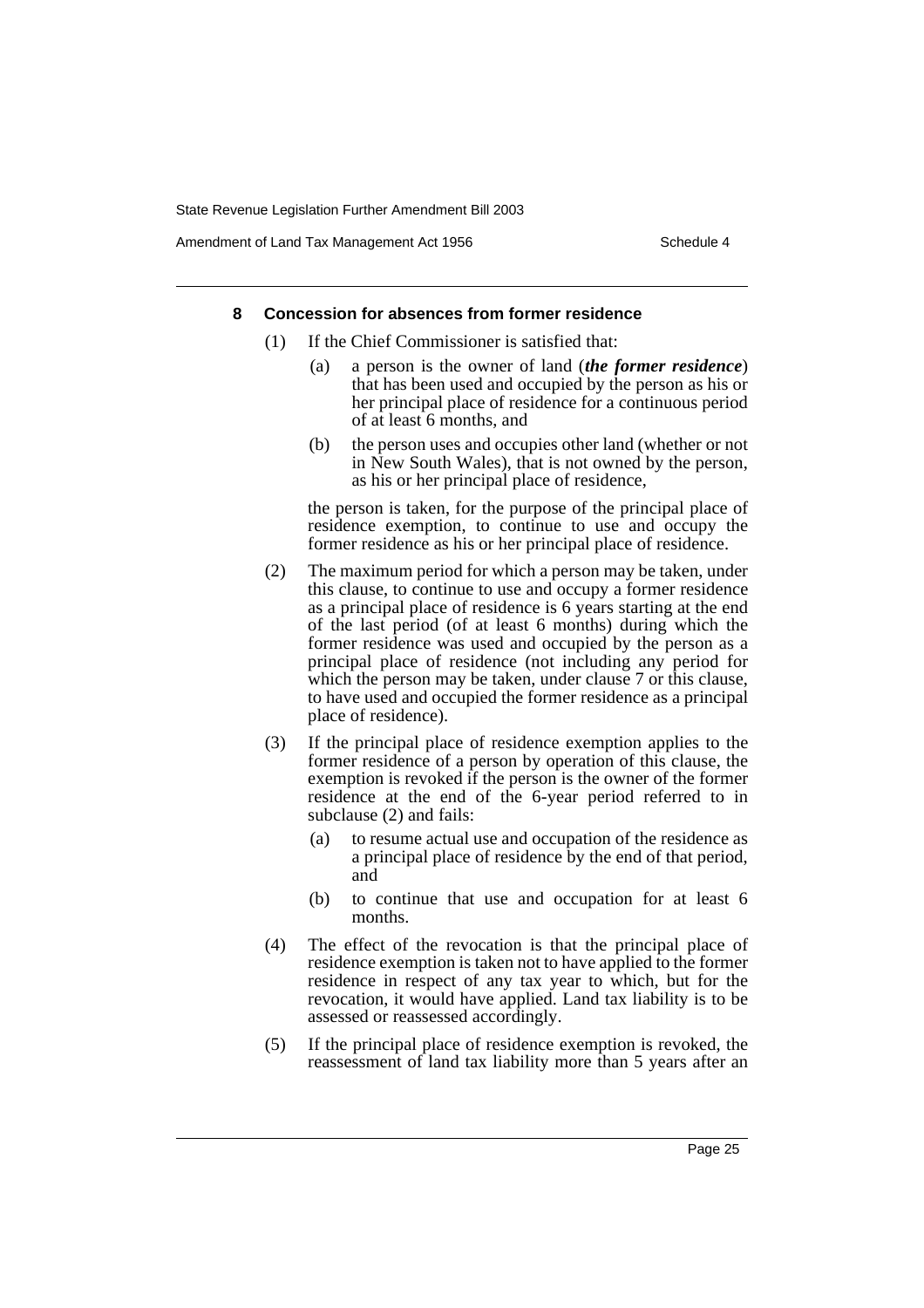### 8 Concession for absences from former residence

(1) If the Chief Commissioner is satisfied that:

(a) a person is the owner of land (***the former residence***) that has been used and occupied by the person as his or her principal place of residence for a continuous period of at least 6 months, and

(b) the person uses and occupies other land (whether or not in New South Wales), that is not owned by the person, as his or her principal place of residence,

the person is taken, for the purpose of the principal place of residence exemption, to continue to use and occupy the former residence as his or her principal place of residence.

(2) The maximum period for which a person may be taken, under this clause, to continue to use and occupy a former residence as a principal place of residence is 6 years starting at the end of the last period (of at least 6 months) during which the former residence was used and occupied by the person as a principal place of residence (not including any period for which the person may be taken, under clause 7 or this clause, to have used and occupied the former residence as a principal place of residence).

(3) If the principal place of residence exemption applies to the former residence of a person by operation of this clause, the exemption is revoked if the person is the owner of the former residence at the end of the 6-year period referred to in subclause (2) and fails:

(a) to resume actual use and occupation of the residence as a principal place of residence by the end of that period, and

(b) to continue that use and occupation for at least 6 months.

(4) The effect of the revocation is that the principal place of residence exemption is taken not to have applied to the former residence in respect of any tax year to which, but for the revocation, it would have applied. Land tax liability is to be assessed or reassessed accordingly.

(5) If the principal place of residence exemption is revoked, the reassessment of land tax liability more than 5 years after an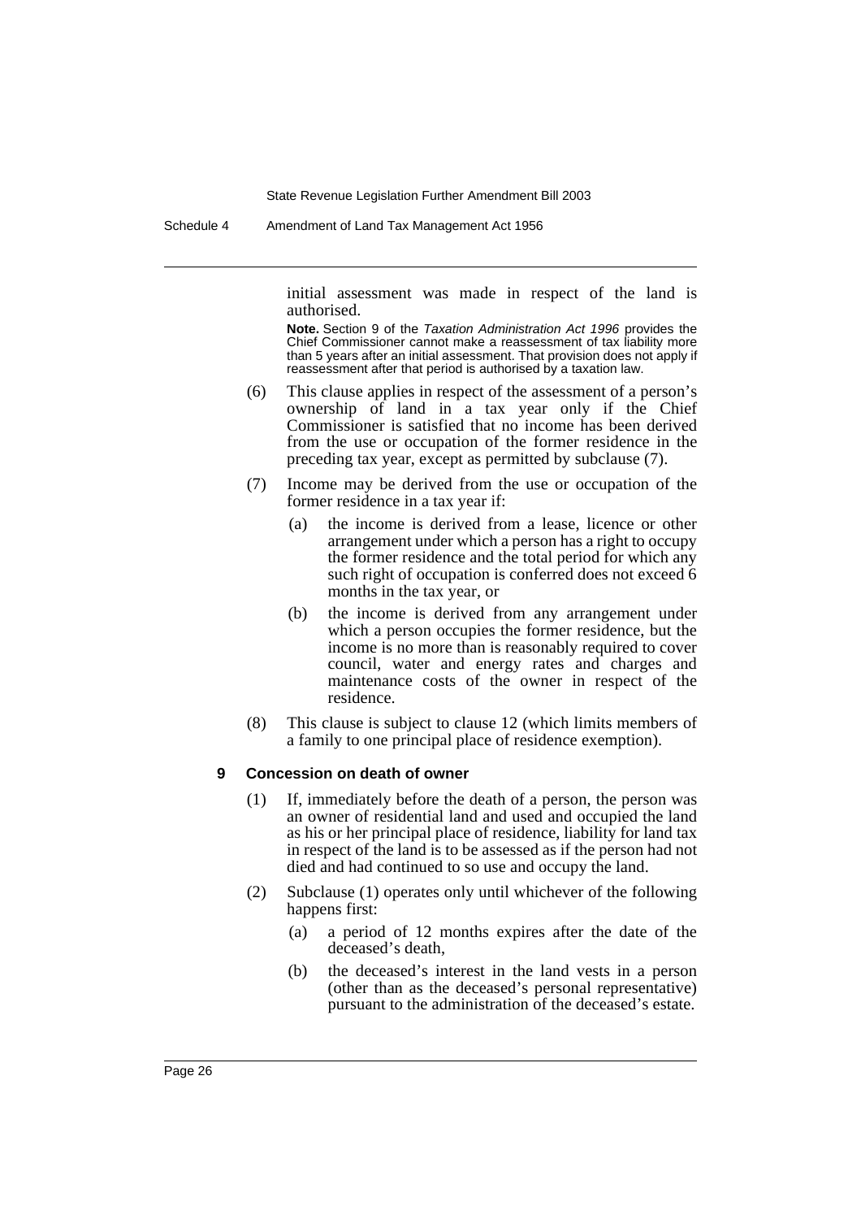initial assessment was made in respect of the land is authorised.

**Note.** Section 9 of the *Taxation Administration Act 1996* provides the Chief Commissioner cannot make a reassessment of tax liability more than 5 years after an initial assessment. That provision does not apply if reassessment after that period is authorised by a taxation law.

(6) This clause applies in respect of the assessment of a person's ownership of land in a tax year only if the Chief Commissioner is satisfied that no income has been derived from the use or occupation of the former residence in the preceding tax year, except as permitted by subclause (7).

(7) Income may be derived from the use or occupation of the former residence in a tax year if:

(a) the income is derived from a lease, licence or other arrangement under which a person has a right to occupy the former residence and the total period for which any such right of occupation is conferred does not exceed 6 months in the tax year, or

(b) the income is derived from any arrangement under which a person occupies the former residence, but the income is no more than is reasonably required to cover council, water and energy rates and charges and maintenance costs of the owner in respect of the residence.

(8) This clause is subject to clause 12 (which limits members of a family to one principal place of residence exemption).

### 9 Concession on death of owner

(1) If, immediately before the death of a person, the person was an owner of residential land and used and occupied the land as his or her principal place of residence, liability for land tax in respect of the land is to be assessed as if the person had not died and had continued to so use and occupy the land.

(2) Subclause (1) operates only until whichever of the following happens first:

(a) a period of 12 months expires after the date of the deceased's death,

(b) the deceased's interest in the land vests in a person (other than as the deceased's personal representative) pursuant to the administration of the deceased's estate.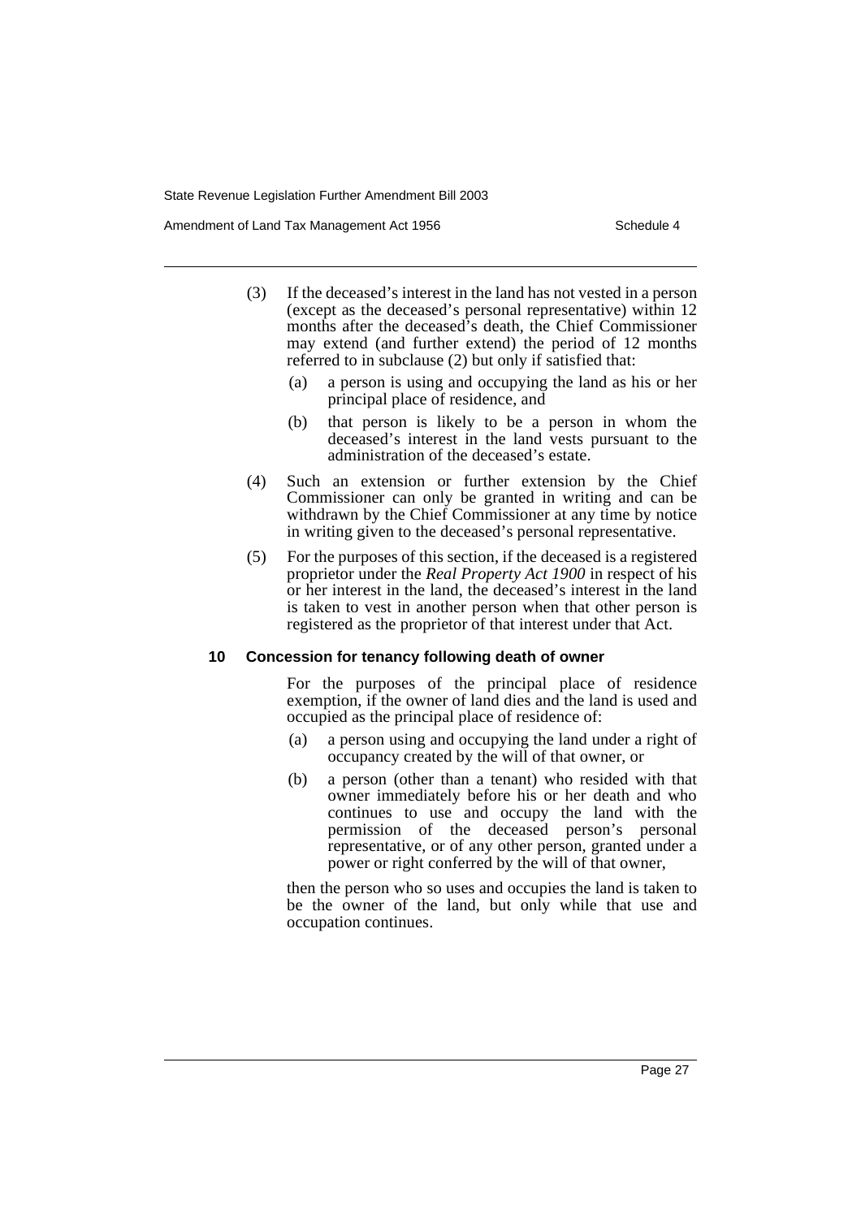(3) If the deceased's interest in the land has not vested in a person (except as the deceased's personal representative) within 12 months after the deceased's death, the Chief Commissioner may extend (and further extend) the period of 12 months referred to in subclause (2) but only if satisfied that:

(a) a person is using and occupying the land as his or her principal place of residence, and

(b) that person is likely to be a person in whom the deceased's interest in the land vests pursuant to the administration of the deceased's estate.

(4) Such an extension or further extension by the Chief Commissioner can only be granted in writing and can be withdrawn by the Chief Commissioner at any time by notice in writing given to the deceased's personal representative.

(5) For the purposes of this section, if the deceased is a registered proprietor under the *Real Property Act 1900* in respect of his or her interest in the land, the deceased's interest in the land is taken to vest in another person when that other person is registered as the proprietor of that interest under that Act.

#### 10 Concession for tenancy following death of owner

For the purposes of the principal place of residence exemption, if the owner of land dies and the land is used and occupied as the principal place of residence of:

(a) a person using and occupying the land under a right of occupancy created by the will of that owner, or

(b) a person (other than a tenant) who resided with that owner immediately before his or her death and who continues to use and occupy the land with the permission of the deceased person's personal representative, or of any other person, granted under a power or right conferred by the will of that owner,

then the person who so uses and occupies the land is taken to be the owner of the land, but only while that use and occupation continues.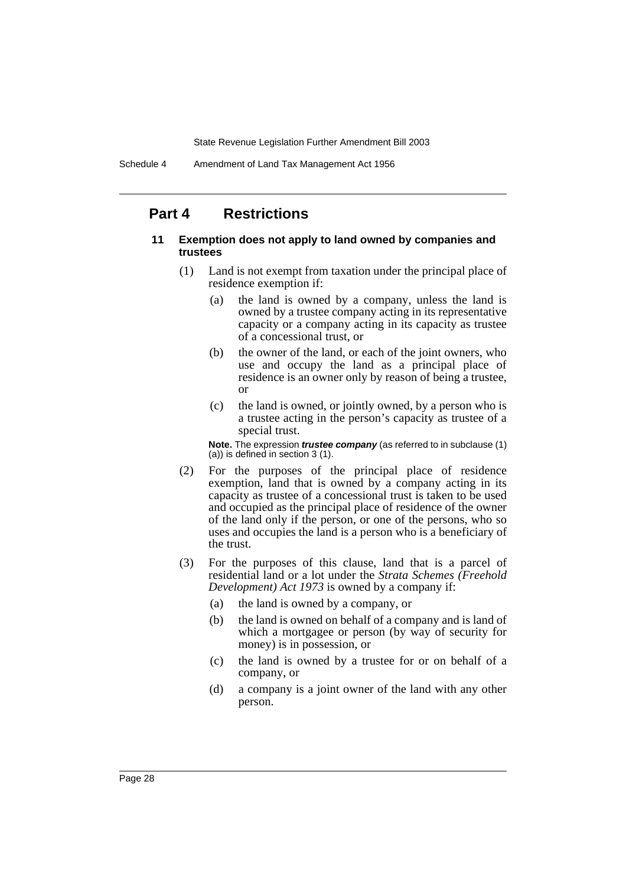## Part 4 Restrictions

### 11 Exemption does not apply to land owned by companies and trustees

(1) Land is not exempt from taxation under the principal place of residence exemption if:

(a) the land is owned by a company, unless the land is owned by a trustee company acting in its representative capacity or a company acting in its capacity as trustee of a concessional trust, or

(b) the owner of the land, or each of the joint owners, who use and occupy the land as a principal place of residence is an owner only by reason of being a trustee, or

(c) the land is owned, or jointly owned, by a person who is a trustee acting in the person's capacity as trustee of a special trust.

**Note.** The expression ***trustee company*** (as referred to in subclause (1) (a)) is defined in section 3 (1).

(2) For the purposes of the principal place of residence exemption, land that is owned by a company acting in its capacity as trustee of a concessional trust is taken to be used and occupied as the principal place of residence of the owner of the land only if the person, or one of the persons, who so uses and occupies the land is a person who is a beneficiary of the trust.

(3) For the purposes of this clause, land that is a parcel of residential land or a lot under the *Strata Schemes (Freehold Development) Act 1973* is owned by a company if:

(a) the land is owned by a company, or

(b) the land is owned on behalf of a company and is land of which a mortgagee or person (by way of security for money) is in possession, or

(c) the land is owned by a trustee for or on behalf of a company, or

(d) a company is a joint owner of the land with any other person.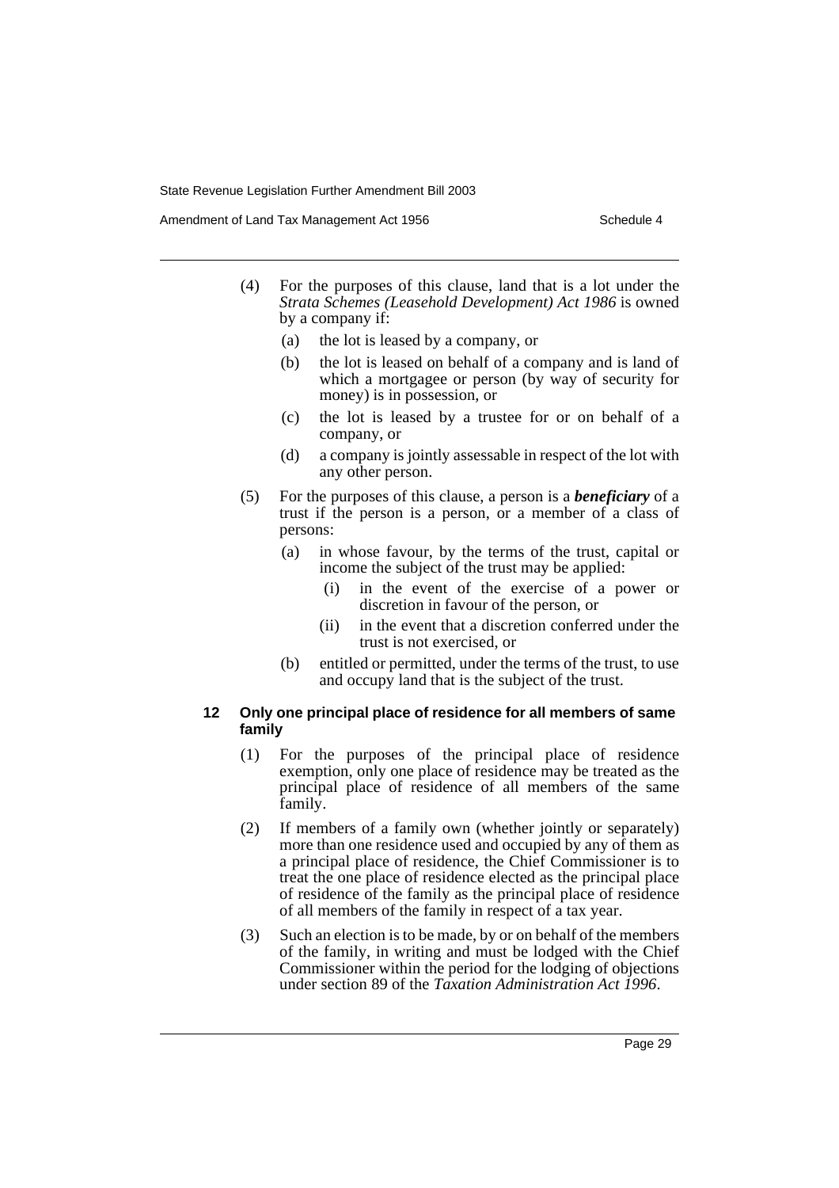(4) For the purposes of this clause, land that is a lot under the *Strata Schemes (Leasehold Development) Act 1986* is owned by a company if:

- (a) the lot is leased by a company, or
- (b) the lot is leased on behalf of a company and is land of which a mortgagee or person (by way of security for money) is in possession, or
- (c) the lot is leased by a trustee for or on behalf of a company, or
- (d) a company is jointly assessable in respect of the lot with any other person.

(5) For the purposes of this clause, a person is a ***beneficiary*** of a trust if the person is a person, or a member of a class of persons:

- (a) in whose favour, by the terms of the trust, capital or income the subject of the trust may be applied:
  - (i) in the event of the exercise of a power or discretion in favour of the person, or
  - (ii) in the event that a discretion conferred under the trust is not exercised, or
- (b) entitled or permitted, under the terms of the trust, to use and occupy land that is the subject of the trust.

### 12 Only one principal place of residence for all members of same family

(1) For the purposes of the principal place of residence exemption, only one place of residence may be treated as the principal place of residence of all members of the same family.

(2) If members of a family own (whether jointly or separately) more than one residence used and occupied by any of them as a principal place of residence, the Chief Commissioner is to treat the one place of residence elected as the principal place of residence of the family as the principal place of residence of all members of the family in respect of a tax year.

(3) Such an election is to be made, by or on behalf of the members of the family, in writing and must be lodged with the Chief Commissioner within the period for the lodging of objections under section 89 of the *Taxation Administration Act 1996*.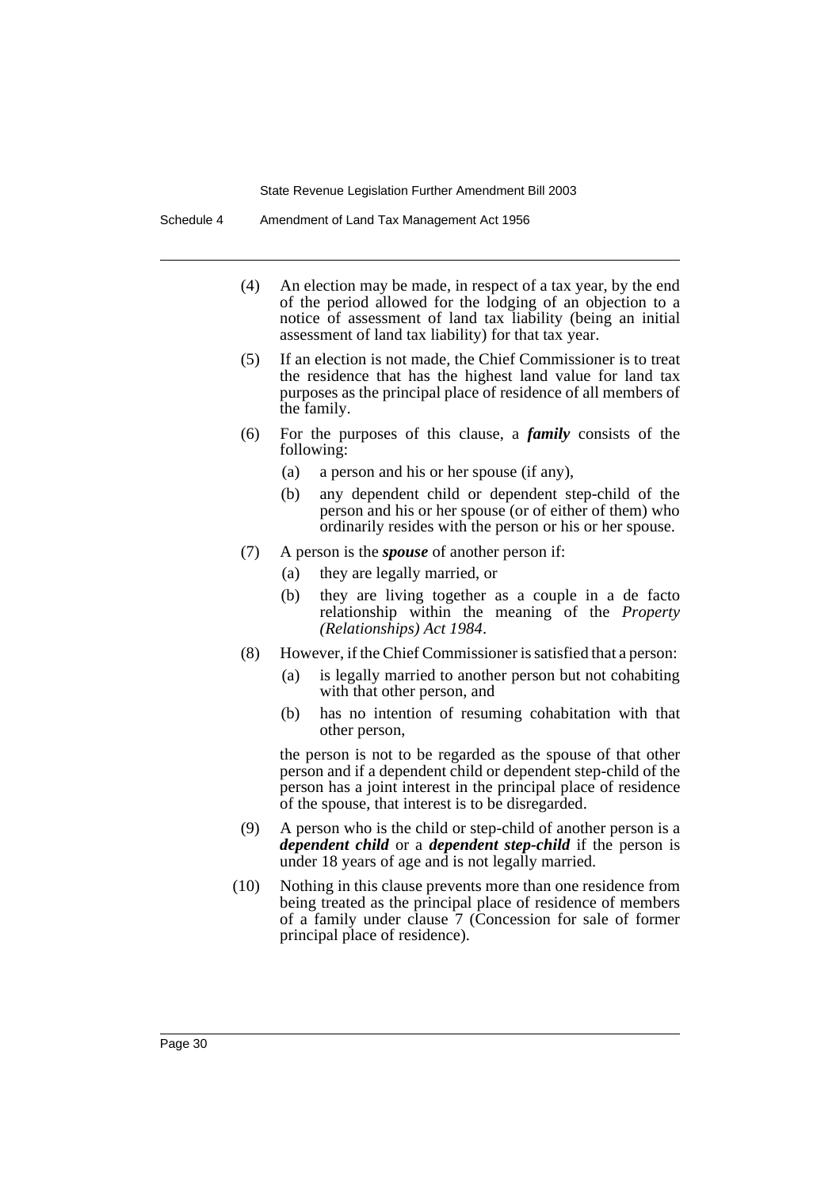(4) An election may be made, in respect of a tax year, by the end of the period allowed for the lodging of an objection to a notice of assessment of land tax liability (being an initial assessment of land tax liability) for that tax year.

(5) If an election is not made, the Chief Commissioner is to treat the residence that has the highest land value for land tax purposes as the principal place of residence of all members of the family.

(6) For the purposes of this clause, a ***family*** consists of the following:

- (a) a person and his or her spouse (if any),
- (b) any dependent child or dependent step-child of the person and his or her spouse (or of either of them) who ordinarily resides with the person or his or her spouse.

(7) A person is the ***spouse*** of another person if:

- (a) they are legally married, or
- (b) they are living together as a couple in a de facto relationship within the meaning of the *Property (Relationships) Act 1984*.

(8) However, if the Chief Commissioner is satisfied that a person:

- (a) is legally married to another person but not cohabiting with that other person, and
- (b) has no intention of resuming cohabitation with that other person,

the person is not to be regarded as the spouse of that other person and if a dependent child or dependent step-child of the person has a joint interest in the principal place of residence of the spouse, that interest is to be disregarded.

(9) A person who is the child or step-child of another person is a ***dependent child*** or a ***dependent step-child*** if the person is under 18 years of age and is not legally married.

(10) Nothing in this clause prevents more than one residence from being treated as the principal place of residence of members of a family under clause 7 (Concession for sale of former principal place of residence).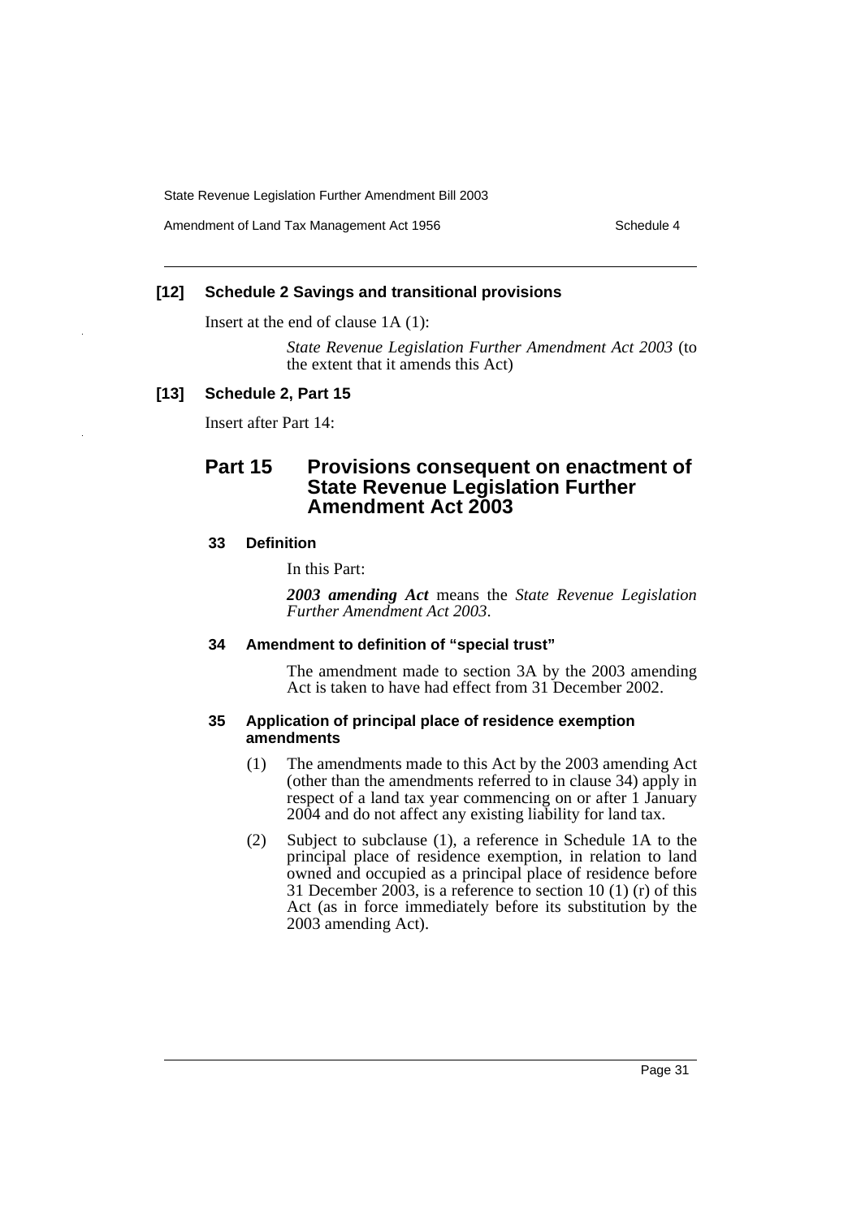**[12] Schedule 2 Savings and transitional provisions**

Insert at the end of clause 1A (1):

> *State Revenue Legislation Further Amendment Act 2003* (to the extent that it amends this Act)

**[13] Schedule 2, Part 15**

Insert after Part 14:

## Part 15 Provisions consequent on enactment of State Revenue Legislation Further Amendment Act 2003

#### 33 Definition

In this Part:

***2003 amending Act*** means the *State Revenue Legislation Further Amendment Act 2003*.

#### 34 Amendment to definition of "special trust"

The amendment made to section 3A by the 2003 amending Act is taken to have had effect from 31 December 2002.

#### 35 Application of principal place of residence exemption amendments

(1) The amendments made to this Act by the 2003 amending Act (other than the amendments referred to in clause 34) apply in respect of a land tax year commencing on or after 1 January 2004 and do not affect any existing liability for land tax.

(2) Subject to subclause (1), a reference in Schedule 1A to the principal place of residence exemption, in relation to land owned and occupied as a principal place of residence before 31 December 2003, is a reference to section 10 (1) (r) of this Act (as in force immediately before its substitution by the 2003 amending Act).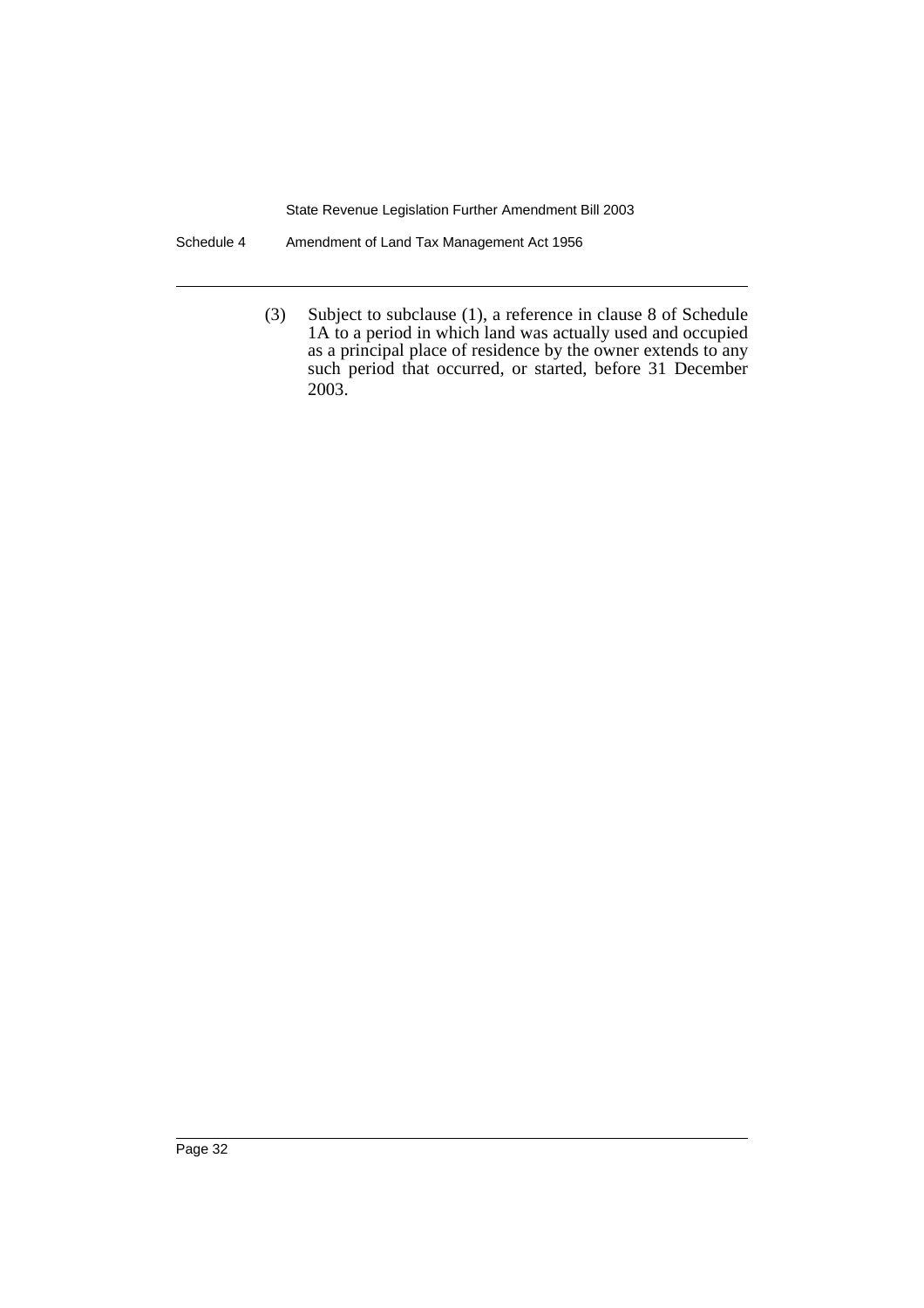(3) Subject to subclause (1), a reference in clause 8 of Schedule 1A to a period in which land was actually used and occupied as a principal place of residence by the owner extends to any such period that occurred, or started, before 31 December 2003.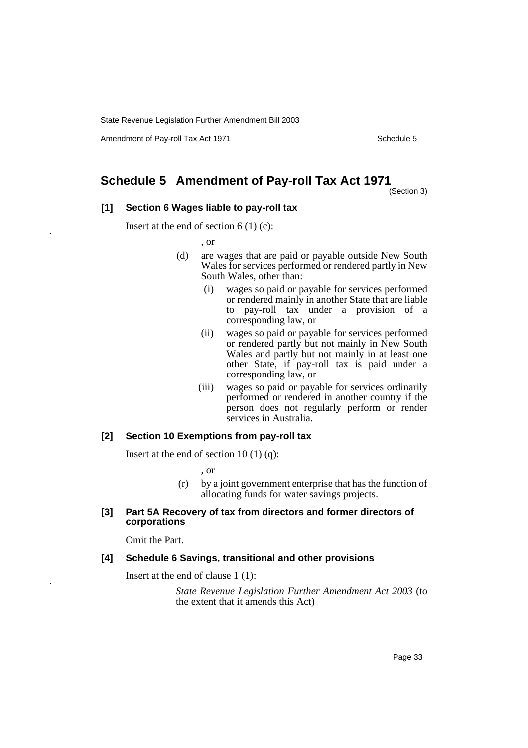# Schedule 5 Amendment of Pay-roll Tax Act 1971

(Section 3)

### [1] Section 6 Wages liable to pay-roll tax

Insert at the end of section 6 (1) (c):

, or

(d) are wages that are paid or payable outside New South Wales for services performed or rendered partly in New South Wales, other than:

(i) wages so paid or payable for services performed or rendered mainly in another State that are liable to pay-roll tax under a provision of a corresponding law, or

(ii) wages so paid or payable for services performed or rendered partly but not mainly in New South Wales and partly but not mainly in at least one other State, if pay-roll tax is paid under a corresponding law, or

(iii) wages so paid or payable for services ordinarily performed or rendered in another country if the person does not regularly perform or render services in Australia.

### [2] Section 10 Exemptions from pay-roll tax

Insert at the end of section 10 (1) (q):

, or

(r) by a joint government enterprise that has the function of allocating funds for water savings projects.

### [3] Part 5A Recovery of tax from directors and former directors of corporations

Omit the Part.

### [4] Schedule 6 Savings, transitional and other provisions

Insert at the end of clause 1 (1):

*State Revenue Legislation Further Amendment Act 2003* (to the extent that it amends this Act)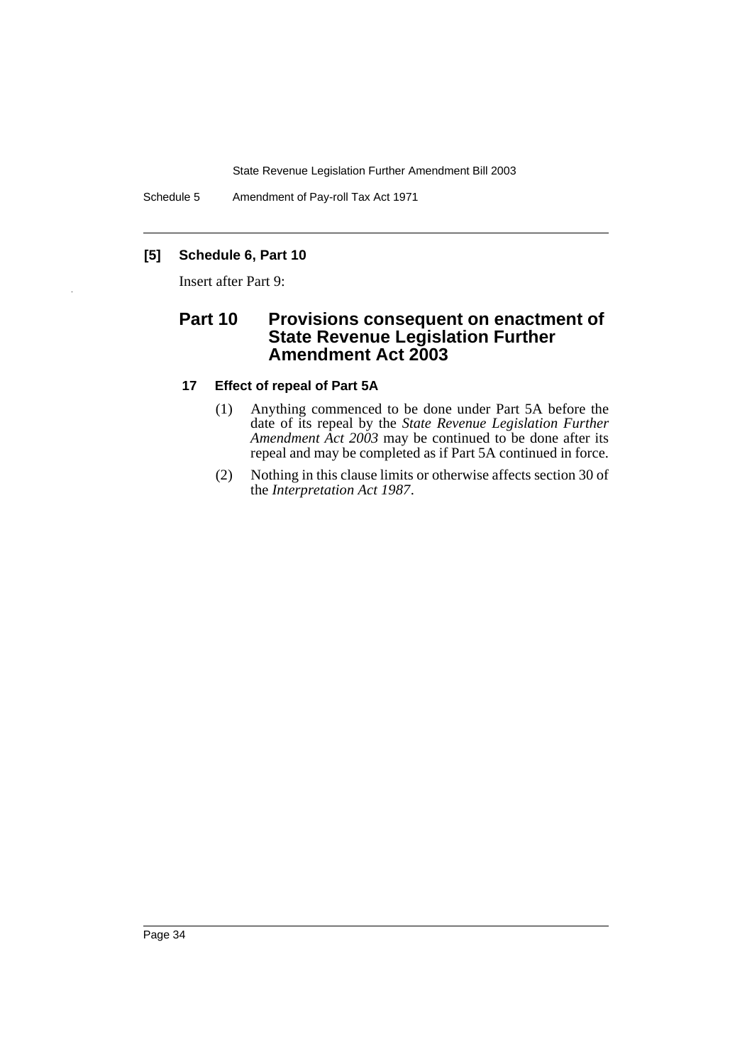### [5] Schedule 6, Part 10

Insert after Part 9:

## Part 10 Provisions consequent on enactment of State Revenue Legislation Further Amendment Act 2003

### 17 Effect of repeal of Part 5A

(1) Anything commenced to be done under Part 5A before the date of its repeal by the *State Revenue Legislation Further Amendment Act 2003* may be continued to be done after its repeal and may be completed as if Part 5A continued in force.

(2) Nothing in this clause limits or otherwise affects section 30 of the *Interpretation Act 1987*.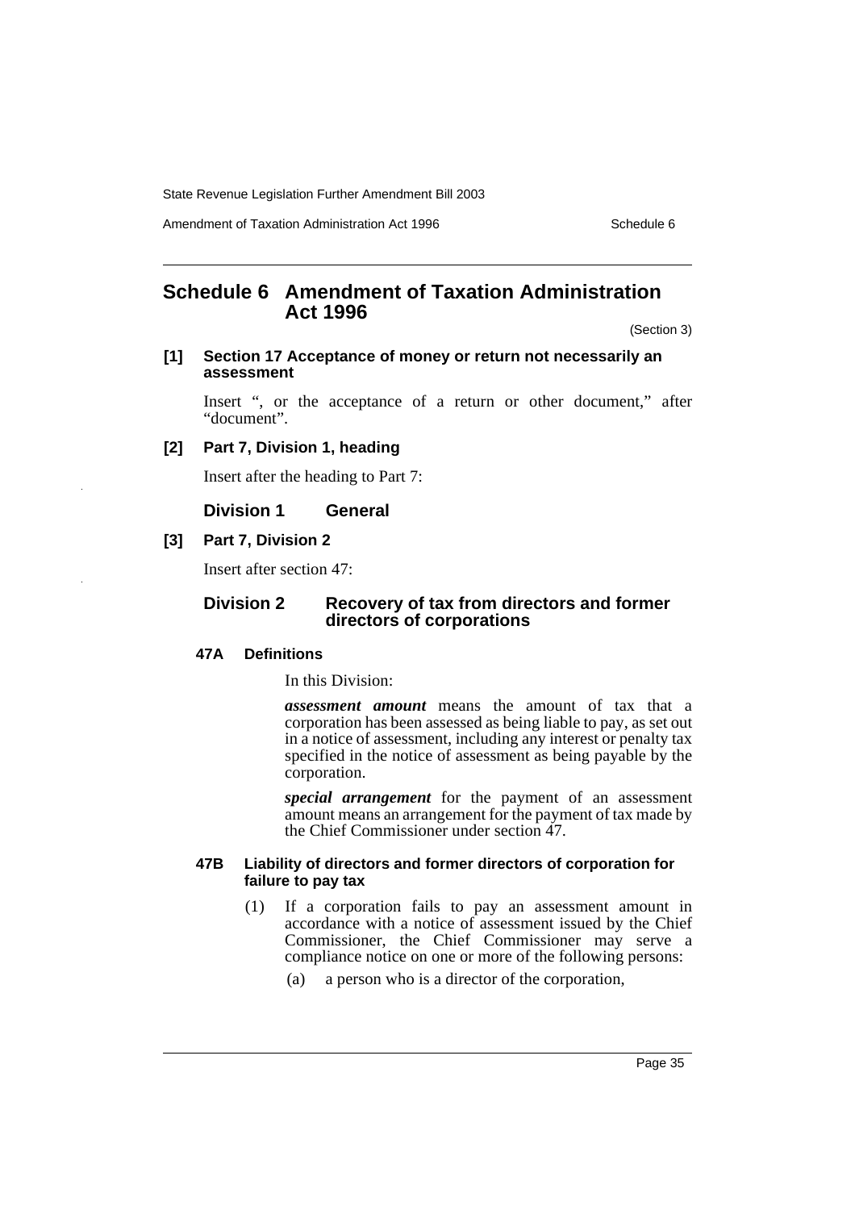## Schedule 6 Amendment of Taxation Administration Act 1996

(Section 3)

**[1] Section 17 Acceptance of money or return not necessarily an assessment**

Insert ", or the acceptance of a return or other document," after "document".

**[2] Part 7, Division 1, heading**

Insert after the heading to Part 7:

### Division 1 General

**[3] Part 7, Division 2**

Insert after section 47:

### Division 2 Recovery of tax from directors and former directors of corporations

**47A Definitions**

In this Division:

***assessment amount*** means the amount of tax that a corporation has been assessed as being liable to pay, as set out in a notice of assessment, including any interest or penalty tax specified in the notice of assessment as being payable by the corporation.

***special arrangement*** for the payment of an assessment amount means an arrangement for the payment of tax made by the Chief Commissioner under section 47.

**47B Liability of directors and former directors of corporation for failure to pay tax**

(1) If a corporation fails to pay an assessment amount in accordance with a notice of assessment issued by the Chief Commissioner, the Chief Commissioner may serve a compliance notice on one or more of the following persons:

(a) a person who is a director of the corporation,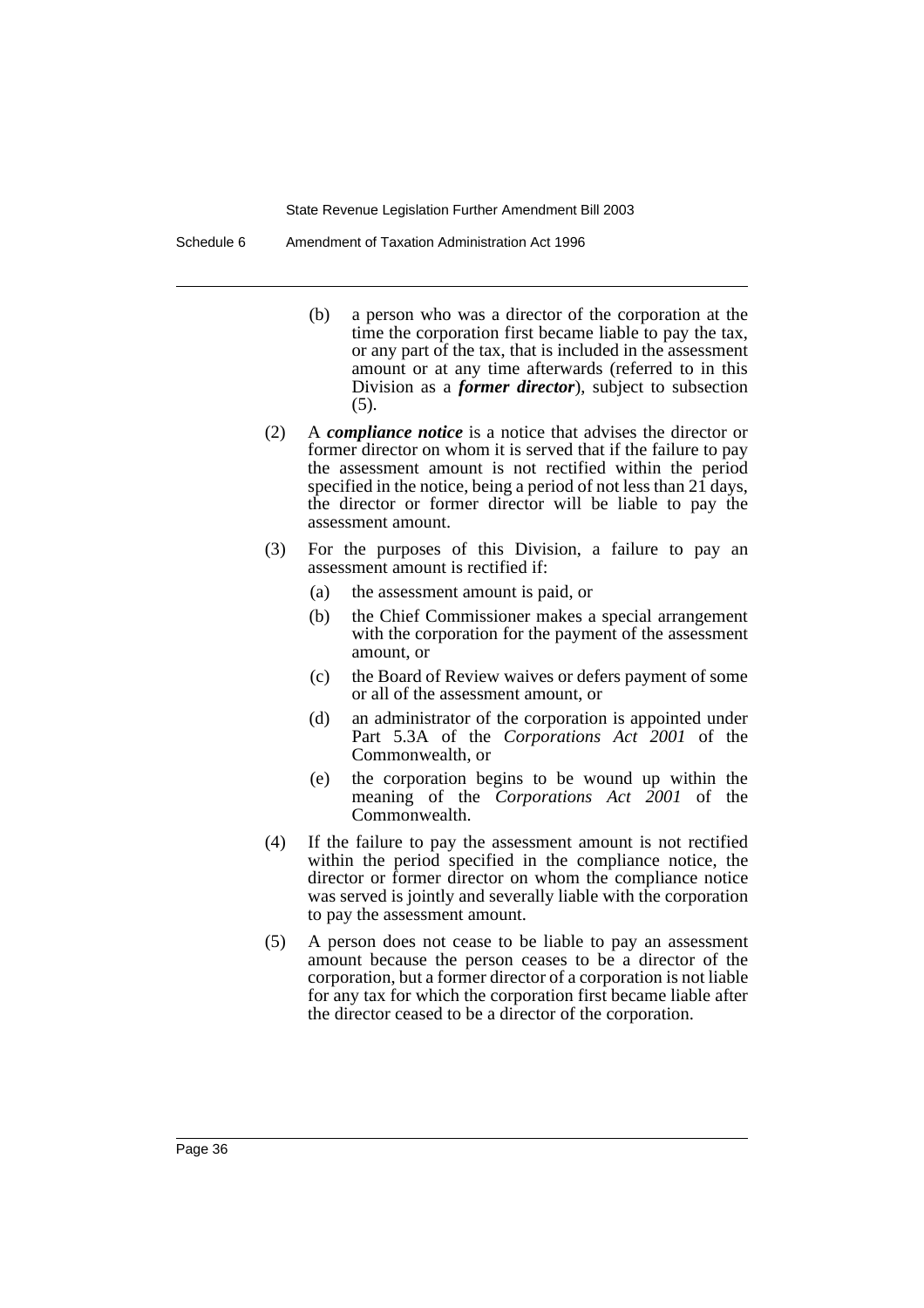(b) a person who was a director of the corporation at the time the corporation first became liable to pay the tax, or any part of the tax, that is included in the assessment amount or at any time afterwards (referred to in this Division as a ***former director***), subject to subsection (5).

(2) A ***compliance notice*** is a notice that advises the director or former director on whom it is served that if the failure to pay the assessment amount is not rectified within the period specified in the notice, being a period of not less than 21 days, the director or former director will be liable to pay the assessment amount.

(3) For the purposes of this Division, a failure to pay an assessment amount is rectified if:

(a) the assessment amount is paid, or

(b) the Chief Commissioner makes a special arrangement with the corporation for the payment of the assessment amount, or

(c) the Board of Review waives or defers payment of some or all of the assessment amount, or

(d) an administrator of the corporation is appointed under Part 5.3A of the *Corporations Act 2001* of the Commonwealth, or

(e) the corporation begins to be wound up within the meaning of the *Corporations Act 2001* of the Commonwealth.

(4) If the failure to pay the assessment amount is not rectified within the period specified in the compliance notice, the director or former director on whom the compliance notice was served is jointly and severally liable with the corporation to pay the assessment amount.

(5) A person does not cease to be liable to pay an assessment amount because the person ceases to be a director of the corporation, but a former director of a corporation is not liable for any tax for which the corporation first became liable after the director ceased to be a director of the corporation.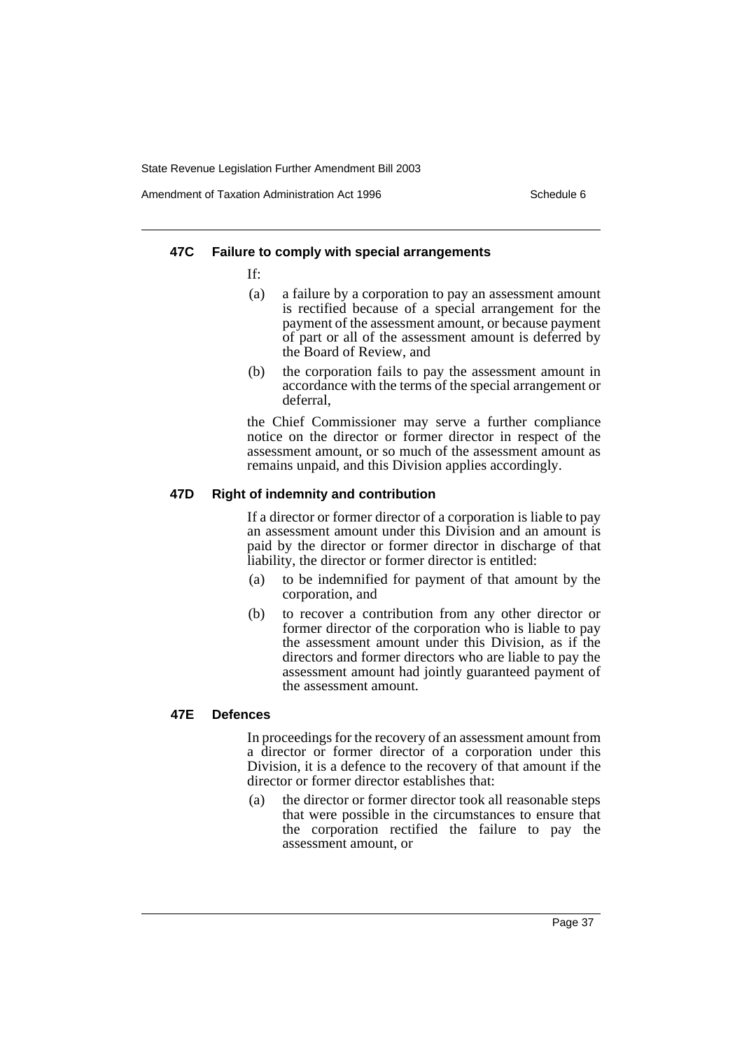#### 47C Failure to comply with special arrangements

If:

(a) a failure by a corporation to pay an assessment amount is rectified because of a special arrangement for the payment of the assessment amount, or because payment of part or all of the assessment amount is deferred by the Board of Review, and

(b) the corporation fails to pay the assessment amount in accordance with the terms of the special arrangement or deferral,

the Chief Commissioner may serve a further compliance notice on the director or former director in respect of the assessment amount, or so much of the assessment amount as remains unpaid, and this Division applies accordingly.

#### 47D Right of indemnity and contribution

If a director or former director of a corporation is liable to pay an assessment amount under this Division and an amount is paid by the director or former director in discharge of that liability, the director or former director is entitled:

(a) to be indemnified for payment of that amount by the corporation, and

(b) to recover a contribution from any other director or former director of the corporation who is liable to pay the assessment amount under this Division, as if the directors and former directors who are liable to pay the assessment amount had jointly guaranteed payment of the assessment amount.

#### 47E Defences

In proceedings for the recovery of an assessment amount from a director or former director of a corporation under this Division, it is a defence to the recovery of that amount if the director or former director establishes that:

(a) the director or former director took all reasonable steps that were possible in the circumstances to ensure that the corporation rectified the failure to pay the assessment amount, or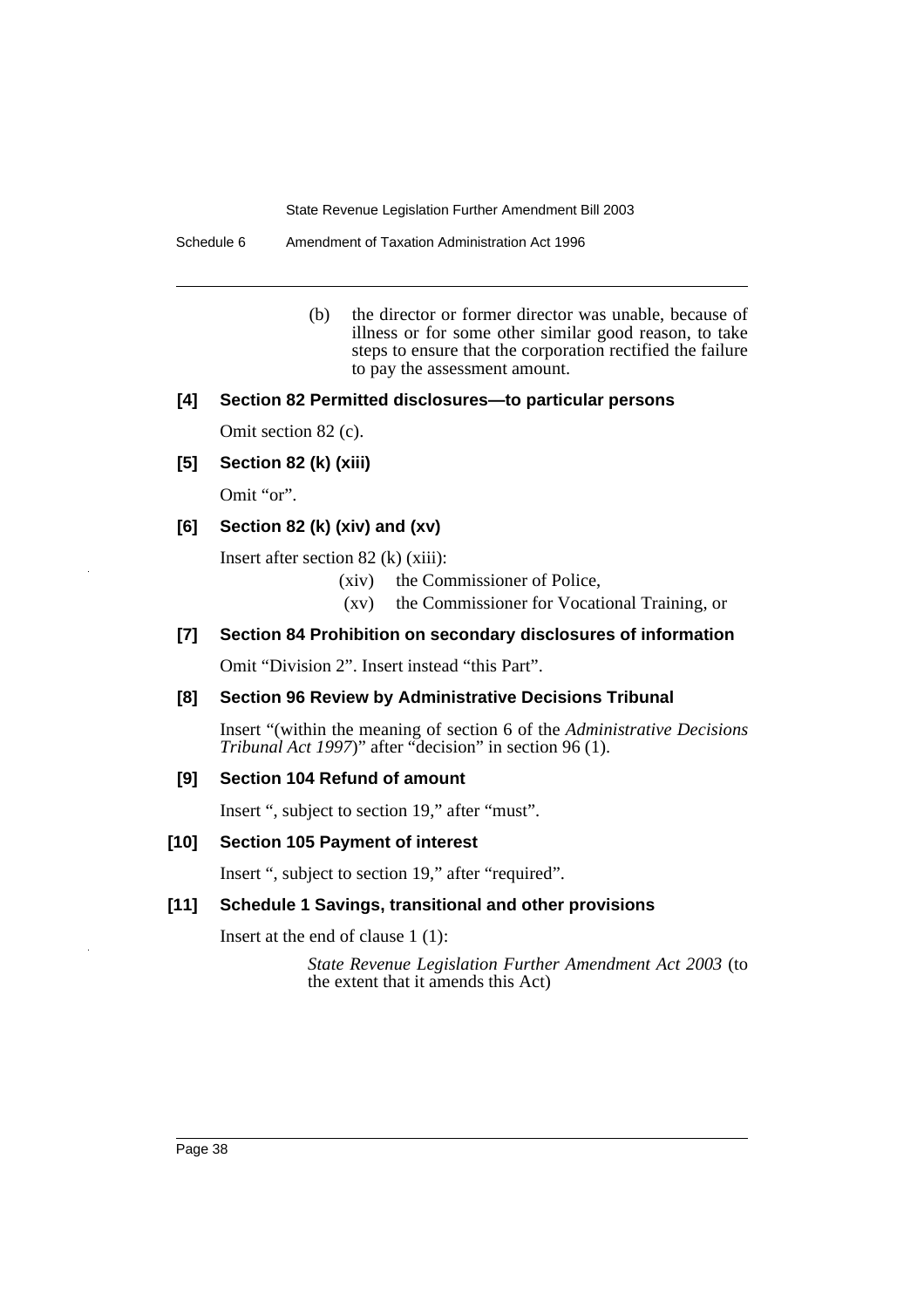(b) the director or former director was unable, because of illness or for some other similar good reason, to take steps to ensure that the corporation rectified the failure to pay the assessment amount.

**[4] Section 82 Permitted disclosures—to particular persons**

Omit section 82 (c).

**[5] Section 82 (k) (xiii)**

Omit "or".

**[6] Section 82 (k) (xiv) and (xv)**

Insert after section 82 (k) (xiii):

(xiv) the Commissioner of Police,

(xv) the Commissioner for Vocational Training, or

**[7] Section 84 Prohibition on secondary disclosures of information**

Omit "Division 2". Insert instead "this Part".

**[8] Section 96 Review by Administrative Decisions Tribunal**

Insert "(within the meaning of section 6 of the *Administrative Decisions Tribunal Act 1997*)" after "decision" in section 96 (1).

**[9] Section 104 Refund of amount**

Insert ", subject to section 19," after "must".

**[10] Section 105 Payment of interest**

Insert ", subject to section 19," after "required".

**[11] Schedule 1 Savings, transitional and other provisions**

Insert at the end of clause 1 (1):

*State Revenue Legislation Further Amendment Act 2003* (to the extent that it amends this Act)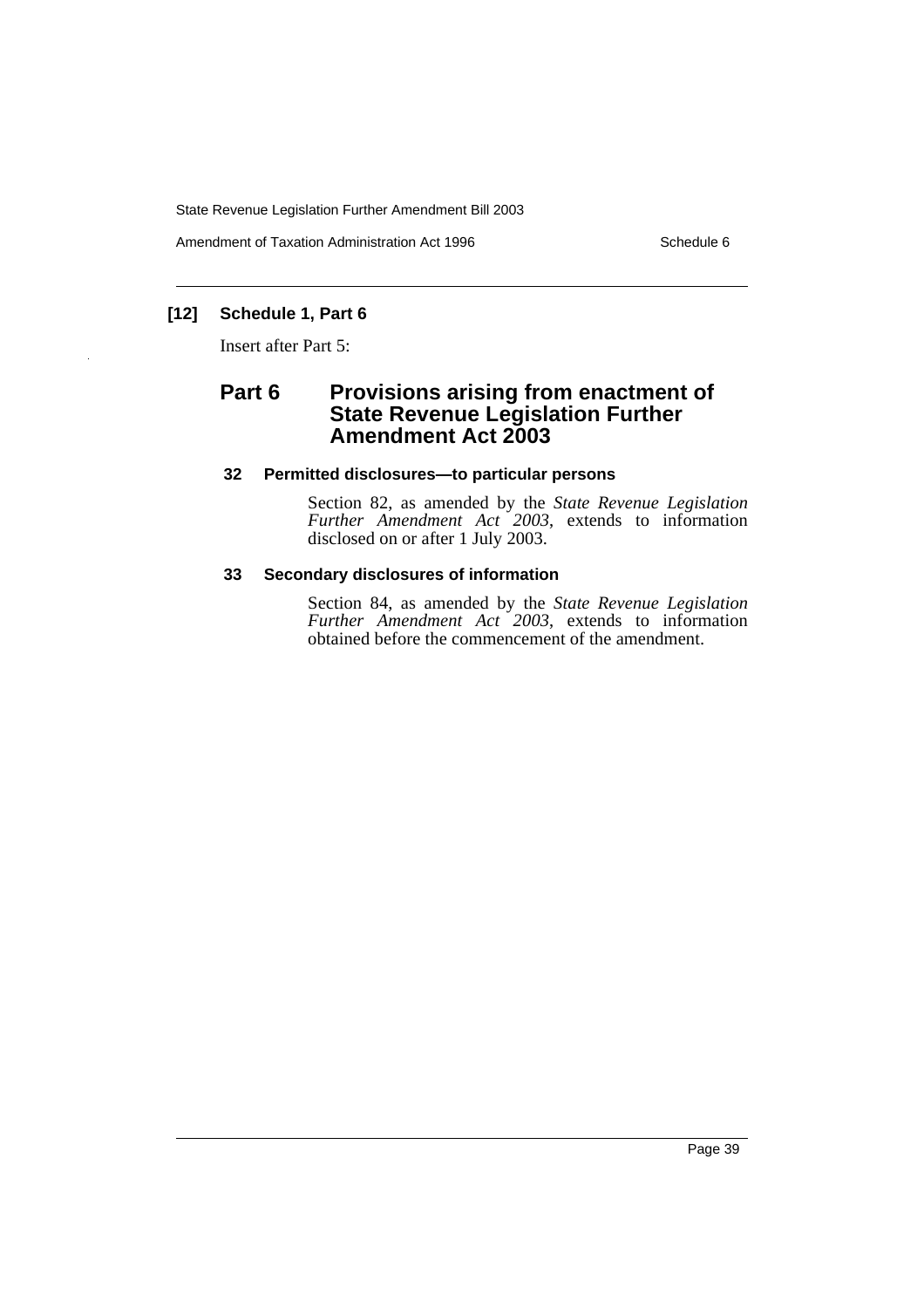### [12] Schedule 1, Part 6

Insert after Part 5:

## Part 6 Provisions arising from enactment of State Revenue Legislation Further Amendment Act 2003

### 32 Permitted disclosures—to particular persons

Section 82, as amended by the *State Revenue Legislation Further Amendment Act 2003*, extends to information disclosed on or after 1 July 2003.

### 33 Secondary disclosures of information

Section 84, as amended by the *State Revenue Legislation Further Amendment Act 2003*, extends to information obtained before the commencement of the amendment.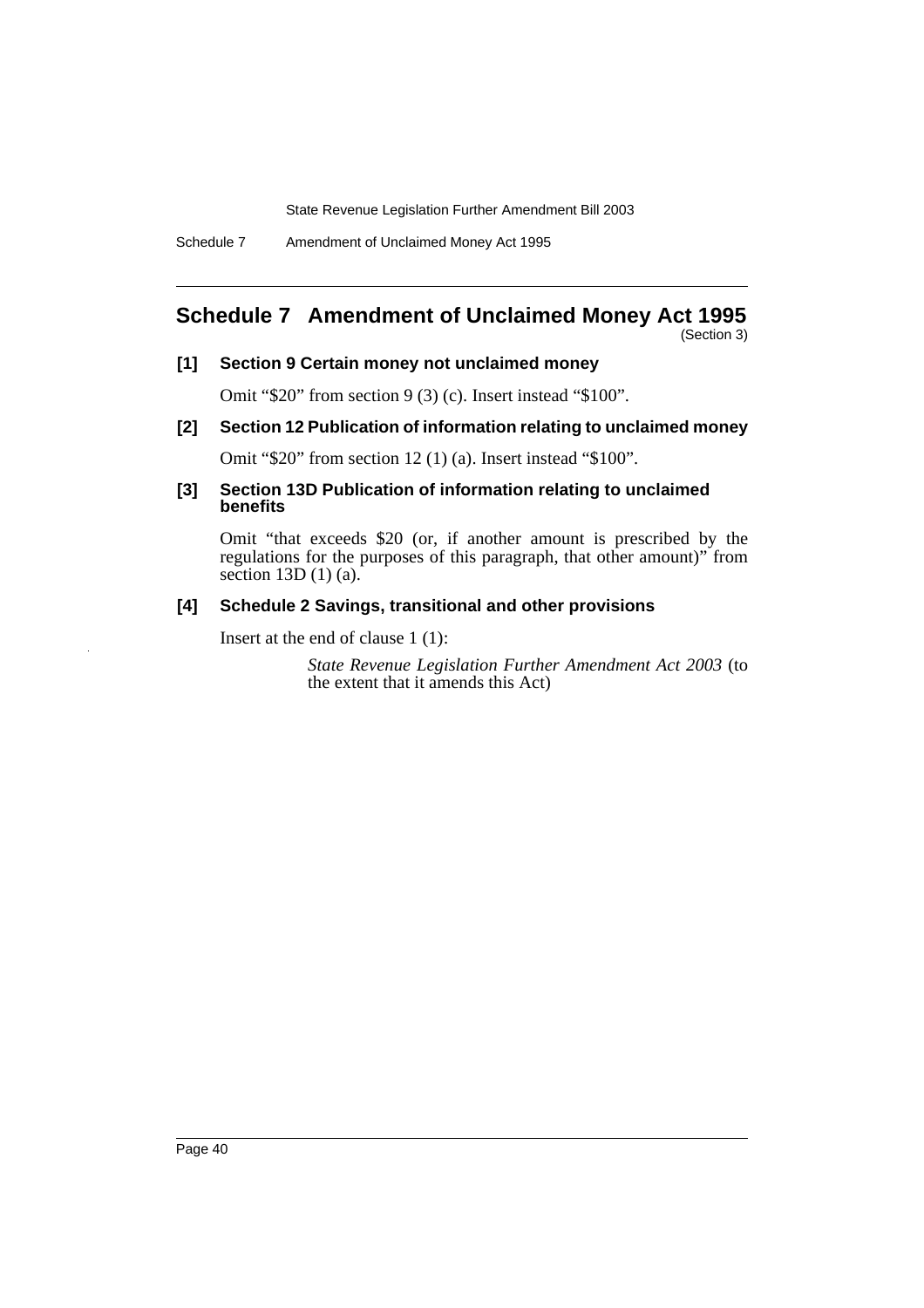## Schedule 7 Amendment of Unclaimed Money Act 1995

(Section 3)

### [1] Section 9 Certain money not unclaimed money

Omit "$20" from section 9 (3) (c). Insert instead "$100".

### [2] Section 12 Publication of information relating to unclaimed money

Omit "$20" from section 12 (1) (a). Insert instead "$100".

### [3] Section 13D Publication of information relating to unclaimed benefits

Omit "that exceeds $20 (or, if another amount is prescribed by the regulations for the purposes of this paragraph, that other amount)" from section 13D (1) (a).

### [4] Schedule 2 Savings, transitional and other provisions

Insert at the end of clause 1 (1):

> *State Revenue Legislation Further Amendment Act 2003* (to the extent that it amends this Act)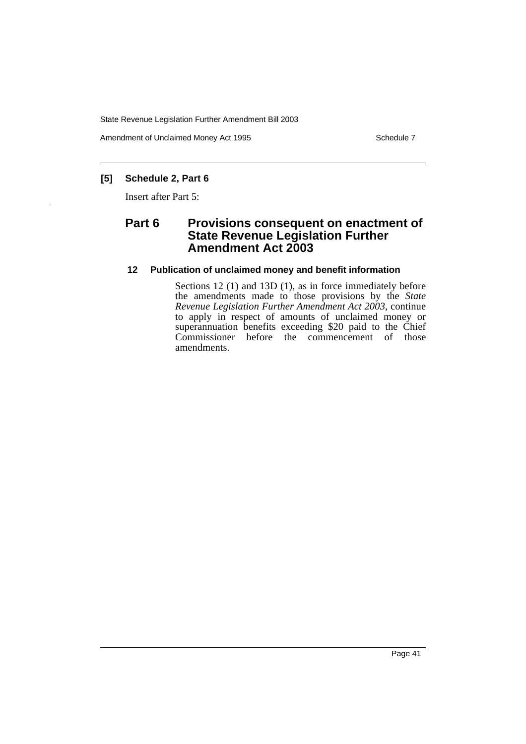**[5] Schedule 2, Part 6**

Insert after Part 5:

## Part 6 Provisions consequent on enactment of State Revenue Legislation Further Amendment Act 2003

### 12 Publication of unclaimed money and benefit information

Sections 12 (1) and 13D (1), as in force immediately before the amendments made to those provisions by the *State Revenue Legislation Further Amendment Act 2003*, continue to apply in respect of amounts of unclaimed money or superannuation benefits exceeding $20 paid to the Chief Commissioner before the commencement of those amendments.